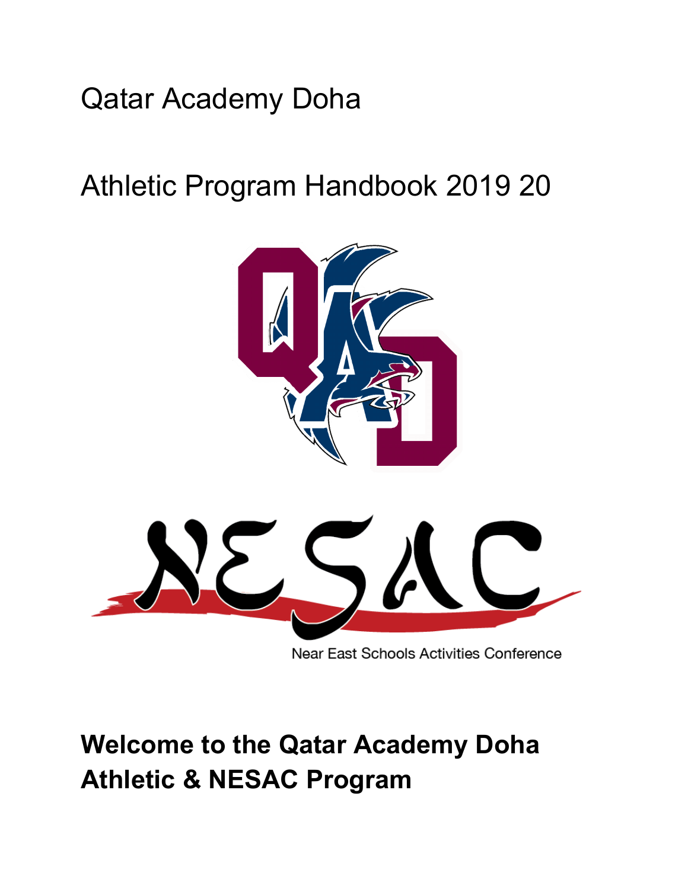Qatar Academy Doha

Athletic Program Handbook 2019 20

Near East Schools Activities Conference

## Welcome to the Qatar Academy Doha Athletic & NESAC Program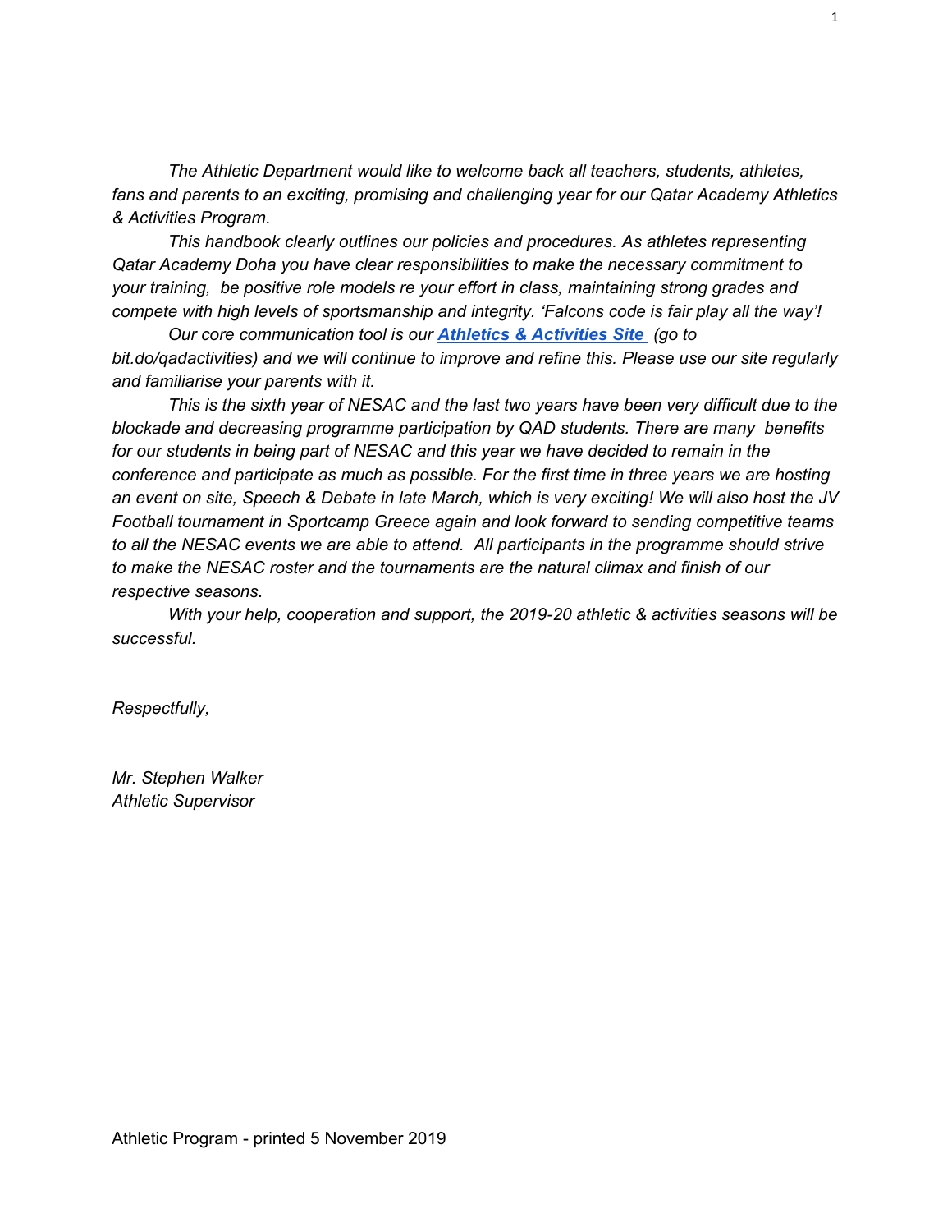*The Athletic Department would like to welcome back all teachers, students, athletes, fans and parents to an exciting, promising and challenging year for our Qatar Academy Athletics & Activities Program.*

*This handbook clearly outlines our policies and procedures. As athletes representing Qatar Academy Doha you have clear responsibilities to make the necessary commitment to your training, be positive role models re your effort in class, maintaining strong grades and compete with high levels of sportsmanship and integrity. 'Falcons code is fair play all the way'!*

*Our core communication tool is our* ***Athletics & Activities Site*** *(go to bit.do/qadactivities) and we will continue to improve and refine this. Please use our site regularly and familiarise your parents with it.*

*This is the sixth year of NESAC and the last two years have been very difficult due to the blockade and decreasing programme participation by QAD students. There are many benefits for our students in being part of NESAC and this year we have decided to remain in the conference and participate as much as possible. For the first time in three years we are hosting an event on site, Speech & Debate in late March, which is very exciting! We will also host the JV Football tournament in Sportcamp Greece again and look forward to sending competitive teams to all the NESAC events we are able to attend. All participants in the programme should strive to make the NESAC roster and the tournaments are the natural climax and finish of our respective seasons.*

*With your help, cooperation and support, the 2019-20 athletic & activities seasons will be successful.*

*Respectfully,*

*Mr. Stephen Walker*
*Athletic Supervisor*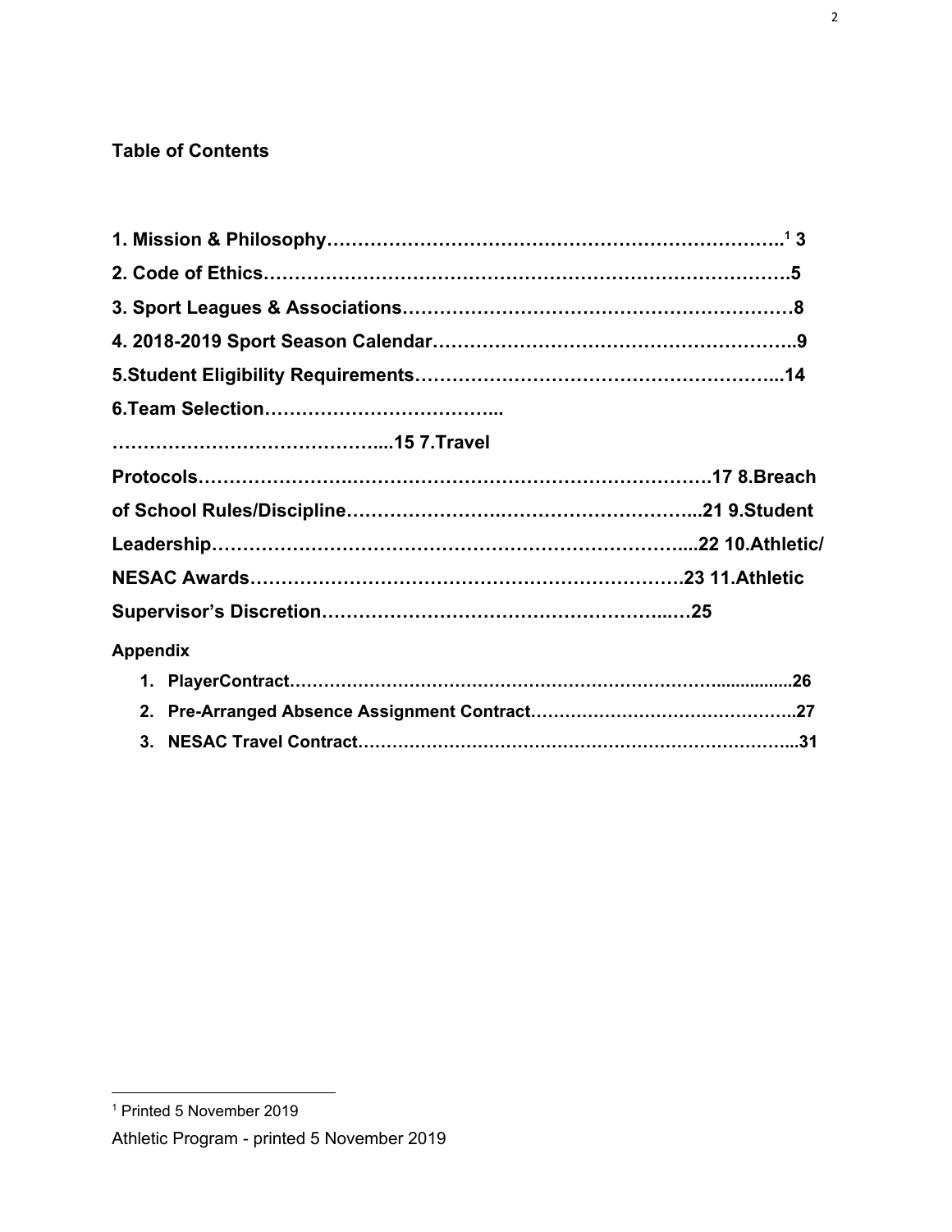**Table of Contents**

**1. Mission & Philosophy……………………………………………………………….[1] 3**

**2. Code of Ethics………………………………………………………………………….5**

**3. Sport Leagues & Associations……………………………………………………8**

**4. 2018-2019 Sport Season Calendar………………………………………………..9**

**5.Student Eligibility Requirements………………………………………………...14**

**6.Team Selection………………………………...**

**………………………………………....15 7.Travel**

**Protocols………………….……………………………………………………17 8.Breach**

**of School Rules/Discipline…………………….……………………………...21 9.Student**

**Leadership…………………………………………………………………....22 10.Athletic/**

**NESAC Awards……………………………………………………………23 11.Athletic**

**Supervisor's Discretion……………………………………………..…25**

**Appendix**

1. **PlayerContract……………………………………………………………….................26**
2. **Pre-Arranged Absence Assignment Contract………………………………………..27**
3. **NESAC Travel Contract………………………………………………………………...31**

[1] Printed 5 November 2019

Athletic Program - printed 5 November 2019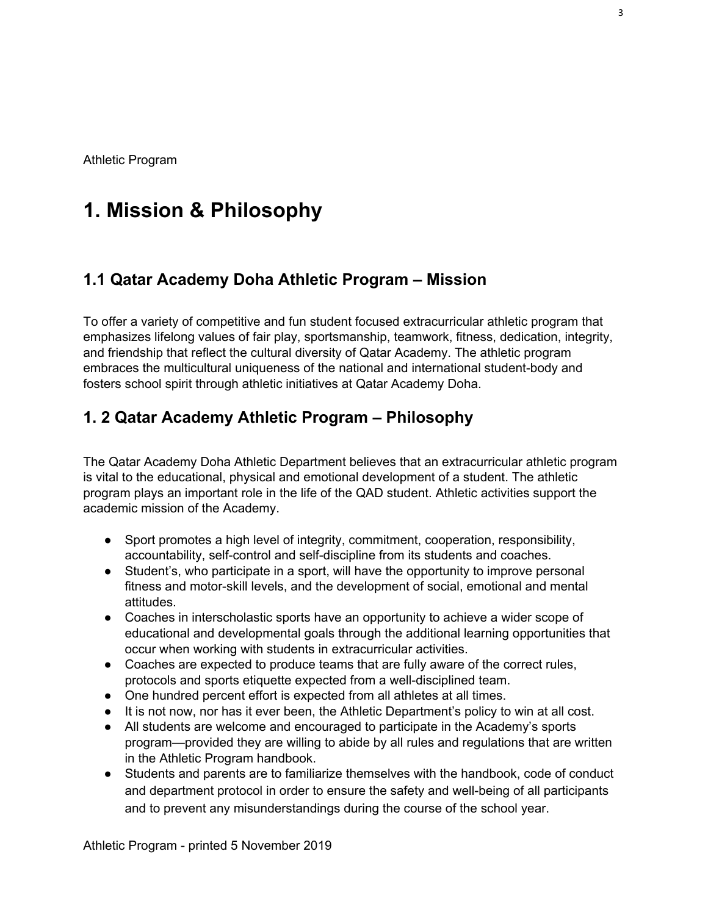Athletic Program

# 1. Mission & Philosophy

## 1.1 Qatar Academy Doha Athletic Program – Mission

To offer a variety of competitive and fun student focused extracurricular athletic program that emphasizes lifelong values of fair play, sportsmanship, teamwork, fitness, dedication, integrity, and friendship that reflect the cultural diversity of Qatar Academy. The athletic program embraces the multicultural uniqueness of the national and international student-body and fosters school spirit through athletic initiatives at Qatar Academy Doha.

## 1. 2 Qatar Academy Athletic Program – Philosophy

The Qatar Academy Doha Athletic Department believes that an extracurricular athletic program is vital to the educational, physical and emotional development of a student. The athletic program plays an important role in the life of the QAD student. Athletic activities support the academic mission of the Academy.

- Sport promotes a high level of integrity, commitment, cooperation, responsibility, accountability, self-control and self-discipline from its students and coaches.
- Student's, who participate in a sport, will have the opportunity to improve personal fitness and motor-skill levels, and the development of social, emotional and mental attitudes.
- Coaches in interscholastic sports have an opportunity to achieve a wider scope of educational and developmental goals through the additional learning opportunities that occur when working with students in extracurricular activities.
- Coaches are expected to produce teams that are fully aware of the correct rules, protocols and sports etiquette expected from a well-disciplined team.
- One hundred percent effort is expected from all athletes at all times.
- It is not now, nor has it ever been, the Athletic Department's policy to win at all cost.
- All students are welcome and encouraged to participate in the Academy's sports program—provided they are willing to abide by all rules and regulations that are written in the Athletic Program handbook.
- Students and parents are to familiarize themselves with the handbook, code of conduct and department protocol in order to ensure the safety and well-being of all participants and to prevent any misunderstandings during the course of the school year.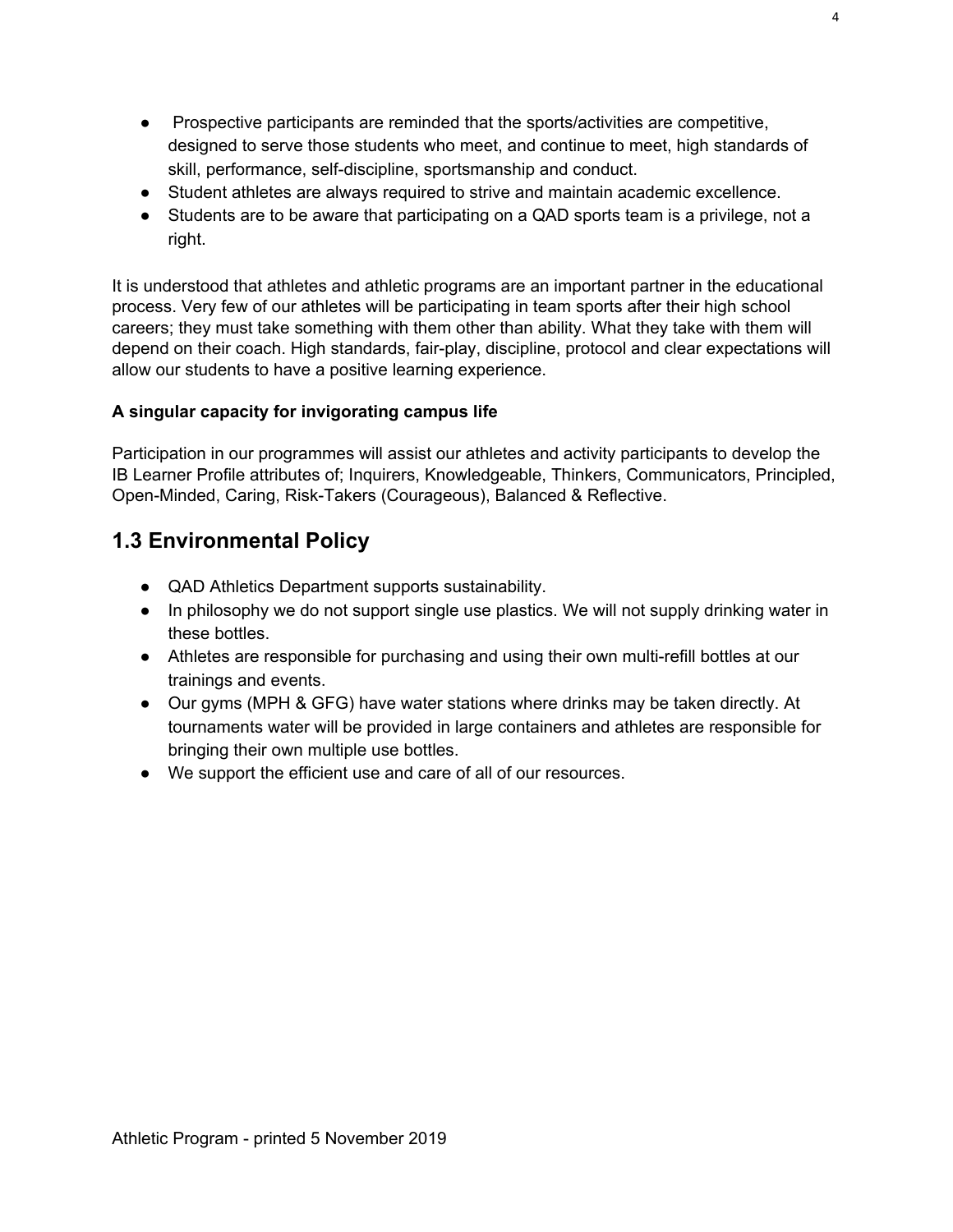- Prospective participants are reminded that the sports/activities are competitive, designed to serve those students who meet, and continue to meet, high standards of skill, performance, self-discipline, sportsmanship and conduct.
- Student athletes are always required to strive and maintain academic excellence.
- Students are to be aware that participating on a QAD sports team is a privilege, not a right.

It is understood that athletes and athletic programs are an important partner in the educational process. Very few of our athletes will be participating in team sports after their high school careers; they must take something with them other than ability. What they take with them will depend on their coach. High standards, fair-play, discipline, protocol and clear expectations will allow our students to have a positive learning experience.

**A singular capacity for invigorating campus life**

Participation in our programmes will assist our athletes and activity participants to develop the IB Learner Profile attributes of; Inquirers, Knowledgeable, Thinkers, Communicators, Principled, Open-Minded, Caring, Risk-Takers (Courageous), Balanced & Reflective.

## 1.3 Environmental Policy

- QAD Athletics Department supports sustainability.
- In philosophy we do not support single use plastics. We will not supply drinking water in these bottles.
- Athletes are responsible for purchasing and using their own multi-refill bottles at our trainings and events.
- Our gyms (MPH & GFG) have water stations where drinks may be taken directly. At tournaments water will be provided in large containers and athletes are responsible for bringing their own multiple use bottles.
- We support the efficient use and care of all of our resources.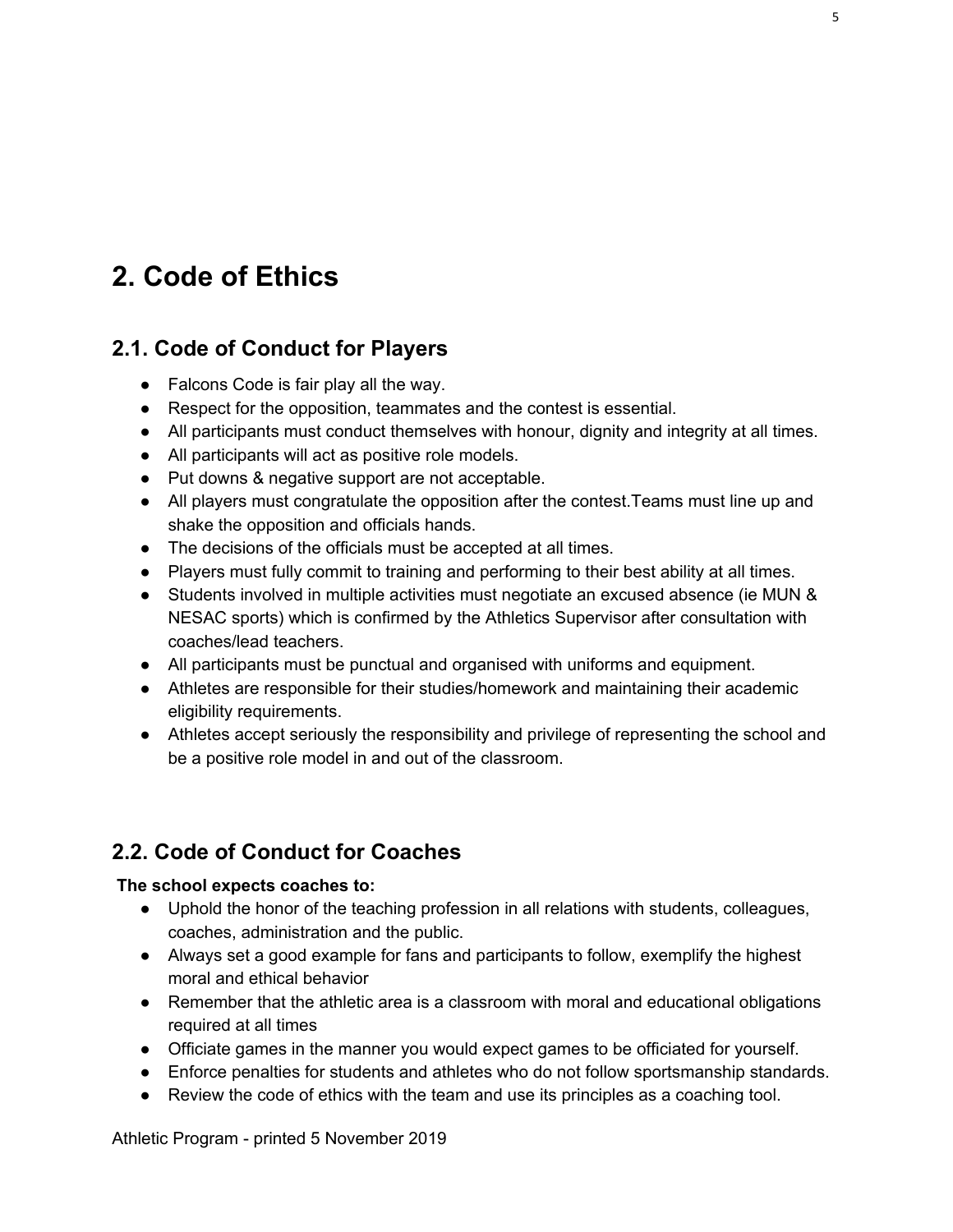# 2. Code of Ethics

## 2.1. Code of Conduct for Players

- Falcons Code is fair play all the way.
- Respect for the opposition, teammates and the contest is essential.
- All participants must conduct themselves with honour, dignity and integrity at all times.
- All participants will act as positive role models.
- Put downs & negative support are not acceptable.
- All players must congratulate the opposition after the contest.Teams must line up and shake the opposition and officials hands.
- The decisions of the officials must be accepted at all times.
- Players must fully commit to training and performing to their best ability at all times.
- Students involved in multiple activities must negotiate an excused absence (ie MUN & NESAC sports) which is confirmed by the Athletics Supervisor after consultation with coaches/lead teachers.
- All participants must be punctual and organised with uniforms and equipment.
- Athletes are responsible for their studies/homework and maintaining their academic eligibility requirements.
- Athletes accept seriously the responsibility and privilege of representing the school and be a positive role model in and out of the classroom.

## 2.2. Code of Conduct for Coaches

**The school expects coaches to:**

- Uphold the honor of the teaching profession in all relations with students, colleagues, coaches, administration and the public.
- Always set a good example for fans and participants to follow, exemplify the highest moral and ethical behavior
- Remember that the athletic area is a classroom with moral and educational obligations required at all times
- Officiate games in the manner you would expect games to be officiated for yourself.
- Enforce penalties for students and athletes who do not follow sportsmanship standards.
- Review the code of ethics with the team and use its principles as a coaching tool.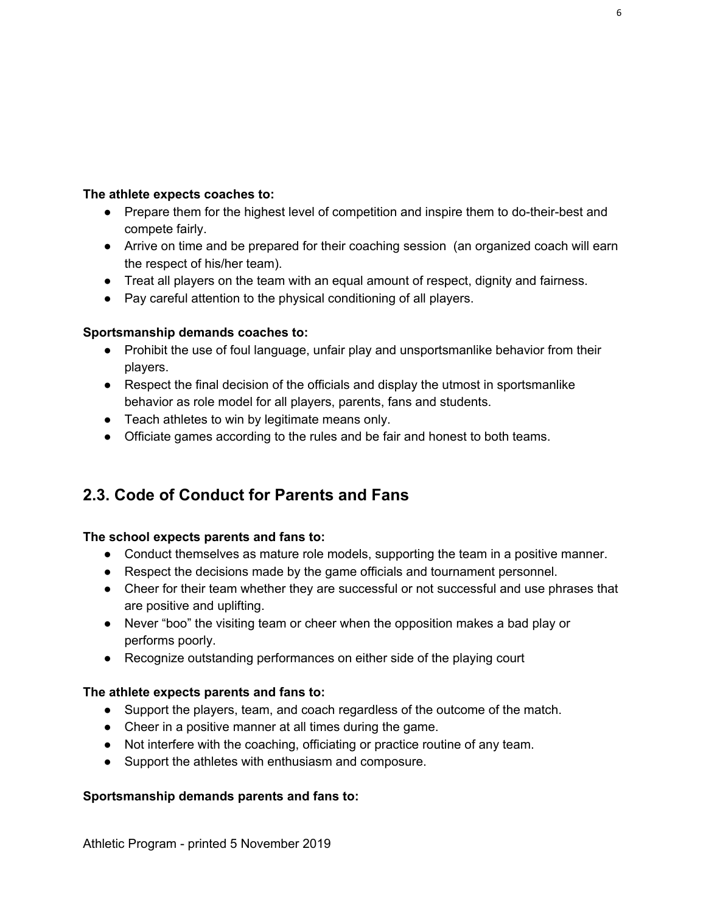**The athlete expects coaches to:**

- Prepare them for the highest level of competition and inspire them to do-their-best and compete fairly.
- Arrive on time and be prepared for their coaching session  (an organized coach will earn the respect of his/her team).
- Treat all players on the team with an equal amount of respect, dignity and fairness.
- Pay careful attention to the physical conditioning of all players.

**Sportsmanship demands coaches to:**

- Prohibit the use of foul language, unfair play and unsportsmanlike behavior from their players.
- Respect the final decision of the officials and display the utmost in sportsmanlike behavior as role model for all players, parents, fans and students.
- Teach athletes to win by legitimate means only.
- Officiate games according to the rules and be fair and honest to both teams.

## 2.3. Code of Conduct for Parents and Fans

**The school expects parents and fans to:**

- Conduct themselves as mature role models, supporting the team in a positive manner.
- Respect the decisions made by the game officials and tournament personnel.
- Cheer for their team whether they are successful or not successful and use phrases that are positive and uplifting.
- Never "boo" the visiting team or cheer when the opposition makes a bad play or performs poorly.
- Recognize outstanding performances on either side of the playing court

**The athlete expects parents and fans to:**

- Support the players, team, and coach regardless of the outcome of the match.
- Cheer in a positive manner at all times during the game.
- Not interfere with the coaching, officiating or practice routine of any team.
- Support the athletes with enthusiasm and composure.

**Sportsmanship demands parents and fans to:**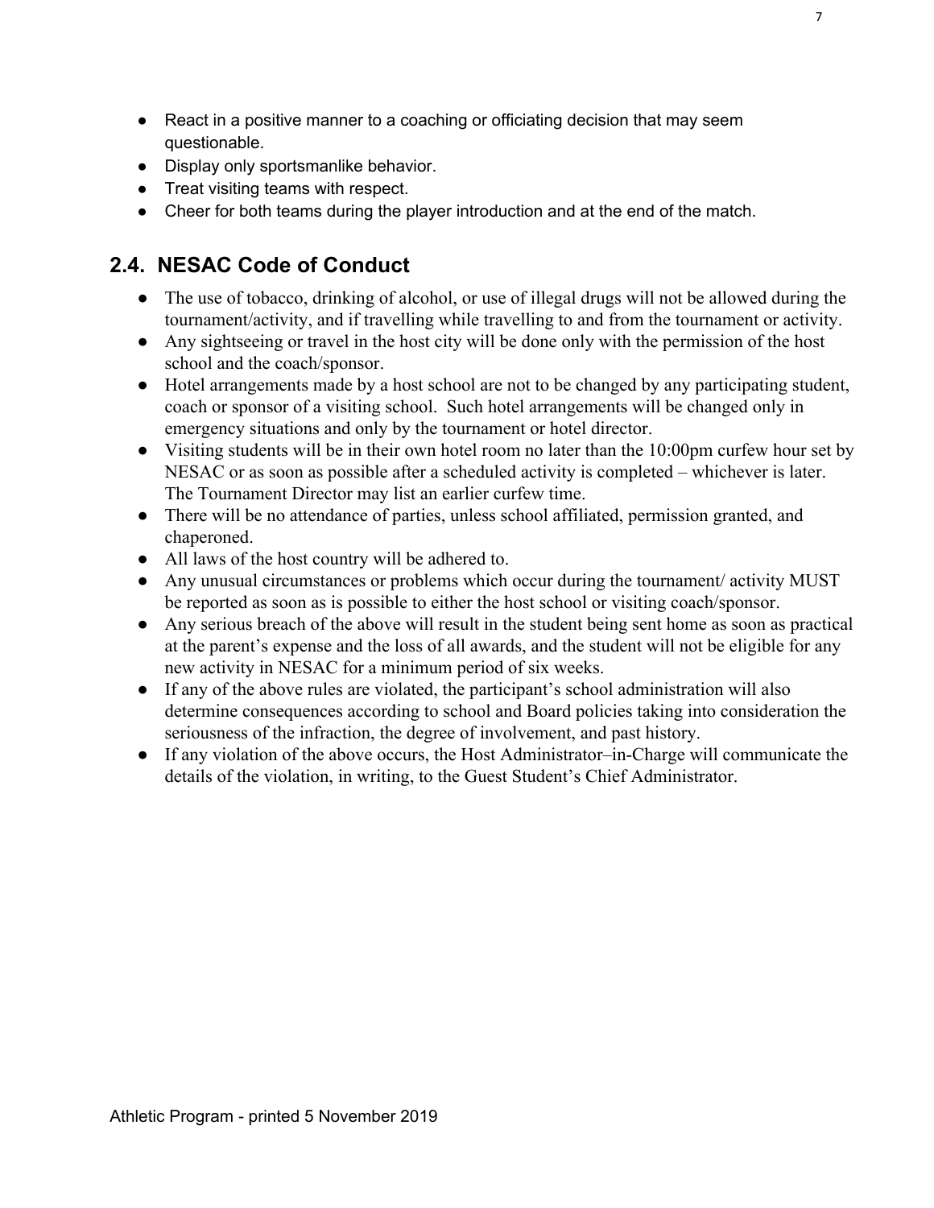- React in a positive manner to a coaching or officiating decision that may seem questionable.
- Display only sportsmanlike behavior.
- Treat visiting teams with respect.
- Cheer for both teams during the player introduction and at the end of the match.

## 2.4. NESAC Code of Conduct

- The use of tobacco, drinking of alcohol, or use of illegal drugs will not be allowed during the tournament/activity, and if travelling while travelling to and from the tournament or activity.
- Any sightseeing or travel in the host city will be done only with the permission of the host school and the coach/sponsor.
- Hotel arrangements made by a host school are not to be changed by any participating student, coach or sponsor of a visiting school. Such hotel arrangements will be changed only in emergency situations and only by the tournament or hotel director.
- Visiting students will be in their own hotel room no later than the 10:00pm curfew hour set by NESAC or as soon as possible after a scheduled activity is completed – whichever is later. The Tournament Director may list an earlier curfew time.
- There will be no attendance of parties, unless school affiliated, permission granted, and chaperoned.
- All laws of the host country will be adhered to.
- Any unusual circumstances or problems which occur during the tournament/ activity MUST be reported as soon as is possible to either the host school or visiting coach/sponsor.
- Any serious breach of the above will result in the student being sent home as soon as practical at the parent's expense and the loss of all awards, and the student will not be eligible for any new activity in NESAC for a minimum period of six weeks.
- If any of the above rules are violated, the participant's school administration will also determine consequences according to school and Board policies taking into consideration the seriousness of the infraction, the degree of involvement, and past history.
- If any violation of the above occurs, the Host Administrator–in-Charge will communicate the details of the violation, in writing, to the Guest Student's Chief Administrator.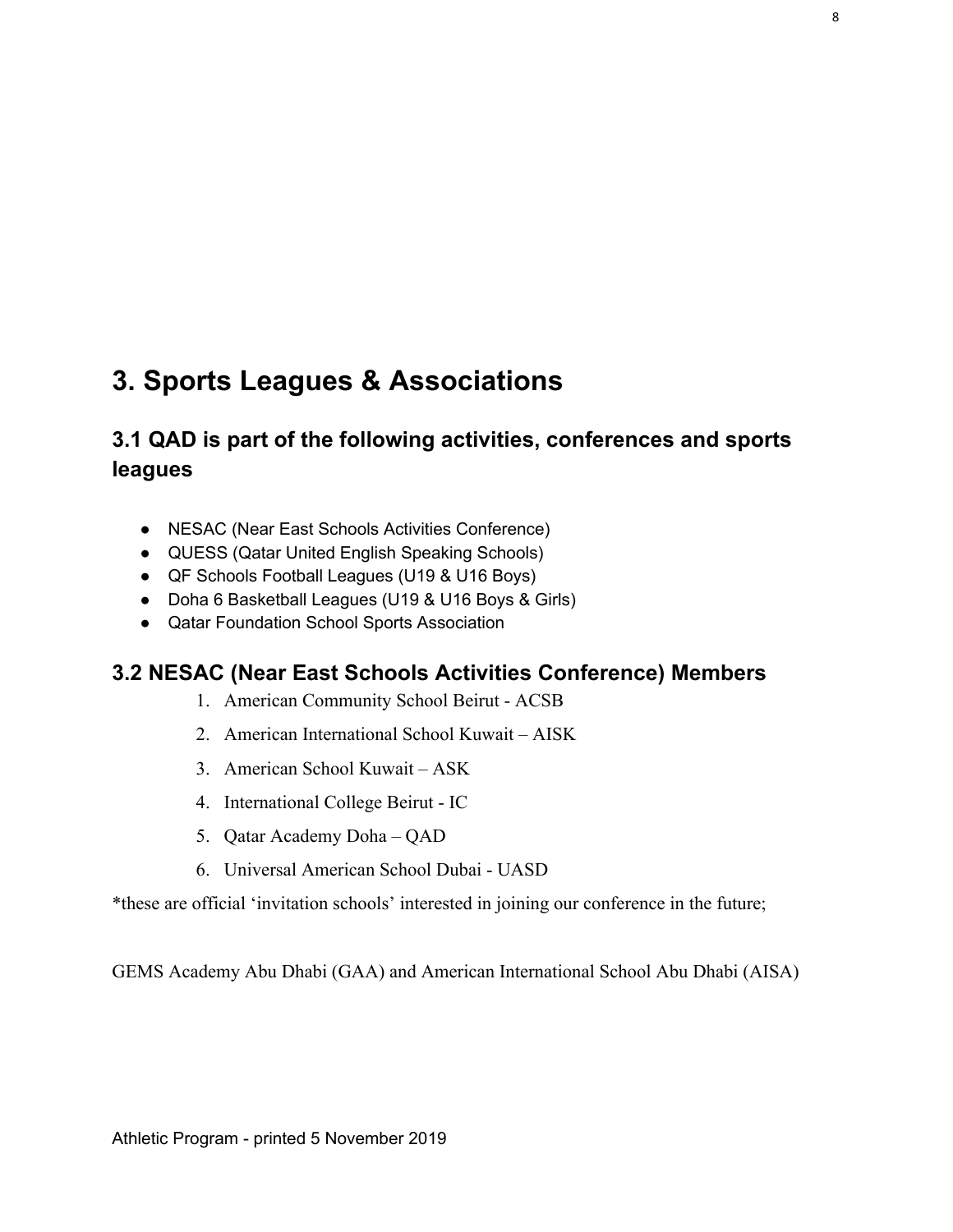# 3. Sports Leagues & Associations

## 3.1 QAD is part of the following activities, conferences and sports leagues

- NESAC (Near East Schools Activities Conference)
- QUESS (Qatar United English Speaking Schools)
- QF Schools Football Leagues (U19 & U16 Boys)
- Doha 6 Basketball Leagues (U19 & U16 Boys & Girls)
- Qatar Foundation School Sports Association

## 3.2 NESAC (Near East Schools Activities Conference) Members

1. American Community School Beirut - ACSB
2. American International School Kuwait – AISK
3. American School Kuwait – ASK
4. International College Beirut - IC
5. Qatar Academy Doha – QAD
6. Universal American School Dubai - UASD

*these are official ‘invitation schools’ interested in joining our conference in the future;

GEMS Academy Abu Dhabi (GAA) and American International School Abu Dhabi (AISA)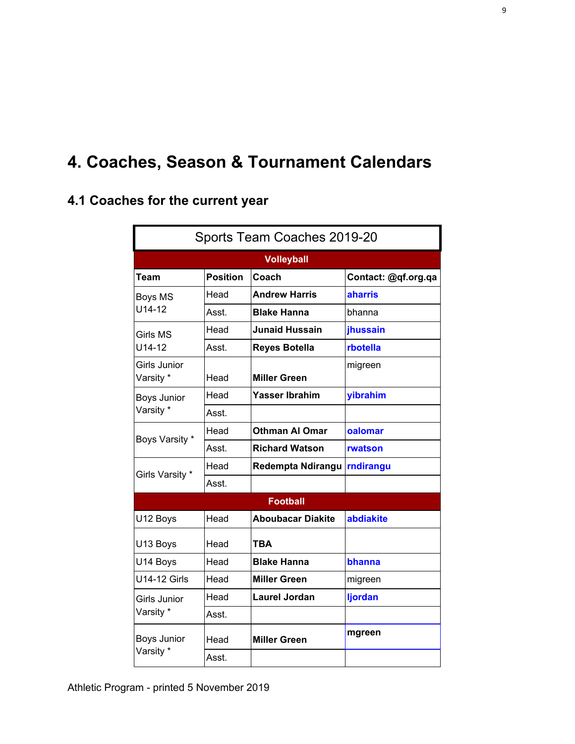# 4. Coaches, Season & Tournament Calendars

## 4.1 Coaches for the current year

| Sports Team Coaches 2019-20 | | | |
|---|---|---|---|
| **Volleyball** | | | |
| **Team** | **Position** | **Coach** | **Contact: @qf.org.qa** |
| Boys MS U14-12 | Head | **Andrew Harris** | **aharris** |
| | Asst. | **Blake Hanna** | bhanna |
| Girls MS U14-12 | Head | **Junaid Hussain** | **jhussain** |
| | Asst. | **Reyes Botella** | **rbotella** |
| Girls Junior Varsity * | Head | **Miller Green** | migreen |
| Boys Junior Varsity * | Head | **Yasser Ibrahim** | **yibrahim** |
| | Asst. | | |
| Boys Varsity * | Head | **Othman Al Omar** | **oalomar** |
| | Asst. | **Richard Watson** | **rwatson** |
| Girls Varsity * | Head | **Redempta Ndirangu** | **rndirangu** |
| | Asst. | | |
| **Football** | | | |
| U12 Boys | Head | **Aboubacar Diakite** | **abdiakite** |
| U13 Boys | Head | **TBA** | |
| U14 Boys | Head | **Blake Hanna** | **bhanna** |
| U14-12 Girls | Head | **Miller Green** | migreen |
| Girls Junior Varsity * | Head | **Laurel Jordan** | **ljordan** |
| | Asst. | | |
| Boys Junior Varsity * | Head | **Miller Green** | **mgreen** |
| | Asst. | | |

Athletic Program - printed 5 November 2019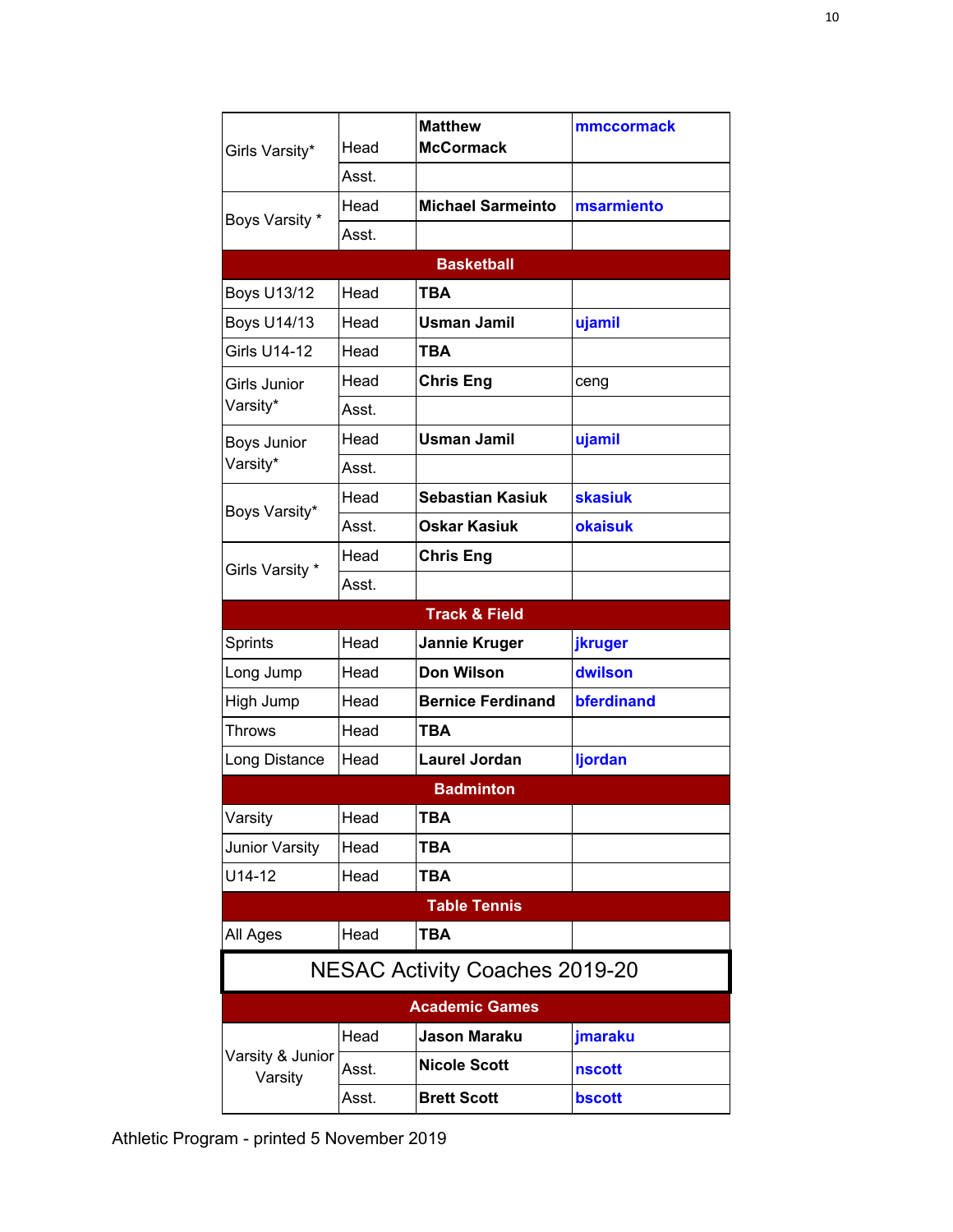| | | | |
|---|---|---|---|
| Girls Varsity* | Head | **Matthew McCormack** | **mmccormack** |
| | Asst. | | |
| Boys Varsity * | Head | **Michael Sarmeinto** | **msarmiento** |
| | Asst. | | |
| **Basketball** | | | |
| Boys U13/12 | Head | **TBA** | |
| Boys U14/13 | Head | **Usman Jamil** | **ujamil** |
| Girls U14-12 | Head | **TBA** | |
| Girls Junior Varsity* | Head | **Chris Eng** | ceng |
| | Asst. | | |
| Boys Junior Varsity* | Head | **Usman Jamil** | **ujamil** |
| | Asst. | | |
| Boys Varsity* | Head | **Sebastian Kasiuk** | **skasiuk** |
| | Asst. | **Oskar Kasiuk** | **okaisuk** |
| Girls Varsity * | Head | **Chris Eng** | |
| | Asst. | | |
| **Track & Field** | | | |
| Sprints | Head | **Jannie Kruger** | **jkruger** |
| Long Jump | Head | **Don Wilson** | **dwilson** |
| High Jump | Head | **Bernice Ferdinand** | **bferdinand** |
| Throws | Head | **TBA** | |
| Long Distance | Head | **Laurel Jordan** | **ljordan** |
| **Badminton** | | | |
| Varsity | Head | **TBA** | |
| Junior Varsity | Head | **TBA** | |
| U14-12 | Head | **TBA** | |
| **Table Tennis** | | | |
| All Ages | Head | **TBA** | |

## NESAC Activity Coaches 2019-20

| | | | |
|---|---|---|---|
| **Academic Games** | | | |
| Varsity & Junior Varsity | Head | **Jason Maraku** | **jmaraku** |
| | Asst. | **Nicole Scott** | **nscott** |
| | Asst. | **Brett Scott** | **bscott** |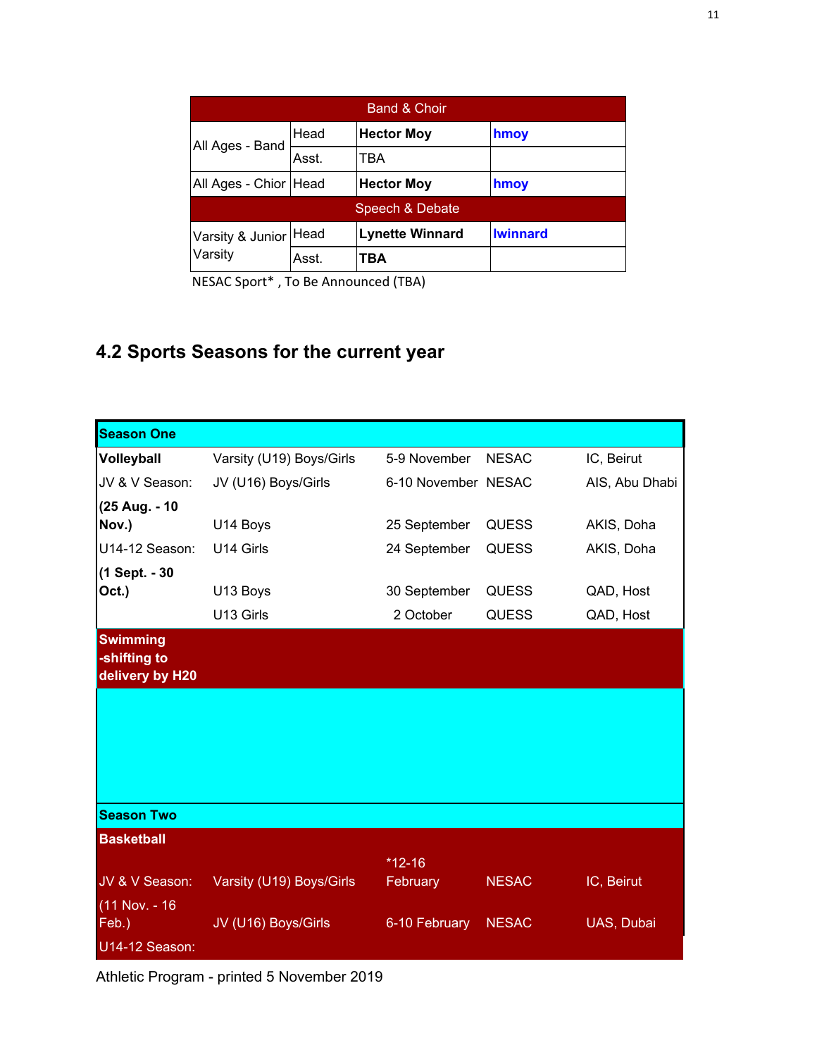| Band & Choir | | | |
|---|---|---|---|
| All Ages - Band | Head | **Hector Moy** | **hmoy** |
| | Asst. | TBA | |
| All Ages - Chior | Head | **Hector Moy** | **hmoy** |
| Speech & Debate | | | |
| Varsity & Junior Varsity | Head | **Lynette Winnard** | **lwinnard** |
| | Asst. | **TBA** | |

NESAC Sport* , To Be Announced (TBA)

## 4.2 Sports Seasons for the current year

| **Season One** | | | | |
|---|---|---|---|---|
| **Volleyball** | Varsity (U19) Boys/Girls | 5-9 November | NESAC | IC, Beirut |
| JV & V Season: | JV (U16) Boys/Girls | 6-10 November | NESAC | AIS, Abu Dhabi |
| **(25 Aug. - 10 Nov.)** | U14 Boys | 25 September | QUESS | AKIS, Doha |
| U14-12 Season: | U14 Girls | 24 September | QUESS | AKIS, Doha |
| **(1 Sept. - 30 Oct.)** | U13 Boys | 30 September | QUESS | QAD, Host |
| | U13 Girls | 2 October | QUESS | QAD, Host |
| **Swimming -shifting to delivery by H20** | | | | |
| | | | | |
| **Season Two** | | | | |
| **Basketball** | | | | |
| JV & V Season: | Varsity (U19) Boys/Girls | *12-16 February | NESAC | IC, Beirut |
| (11 Nov. - 16 Feb.) | JV (U16) Boys/Girls | 6-10 February | NESAC | UAS, Dubai |
| U14-12 Season: | | | | |

Athletic Program - printed 5 November 2019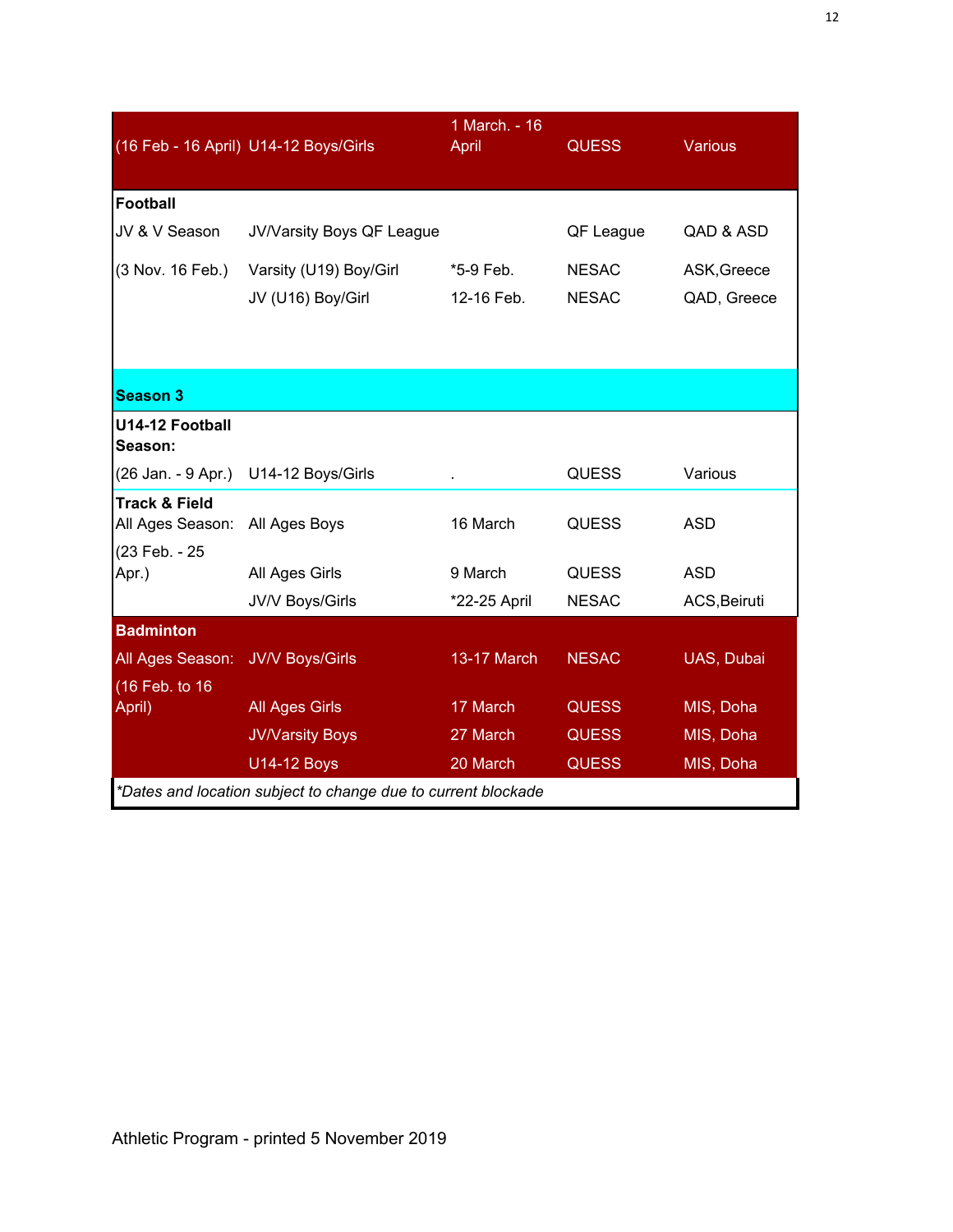| | | | | |
|---|---|---|---|---|
| (16 Feb - 16 April) | U14-12 Boys/Girls | 1 March. - 16 April | QUESS | Various |
| **Football** | | | | |
| JV & V Season | JV/Varsity Boys QF League | | QF League | QAD & ASD |
| (3 Nov. 16 Feb.) | Varsity (U19) Boy/Girl | *5-9 Feb. | NESAC | ASK,Greece |
| | JV (U16) Boy/Girl | 12-16 Feb. | NESAC | QAD, Greece |
| **Season 3** | | | | |
| **U14-12 Football Season:** | | | | |
| (26 Jan. - 9 Apr.) | U14-12 Boys/Girls | . | QUESS | Various |
| **Track & Field** All Ages Season: | All Ages Boys | 16 March | QUESS | ASD |
| (23 Feb. - 25 Apr.) | All Ages Girls | 9 March | QUESS | ASD |
| | JV/V Boys/Girls | *22-25 April | NESAC | ACS,Beiruti |
| **Badminton** | | | | |
| All Ages Season: | JV/V Boys/Girls | 13-17 March | NESAC | UAS, Dubai |
| (16 Feb. to 16 April) | All Ages Girls | 17 March | QUESS | MIS, Doha |
| | JV/Varsity Boys | 27 March | QUESS | MIS, Doha |
| | U14-12 Boys | 20 March | QUESS | MIS, Doha |

*\*Dates and location subject to change due to current blockade*

Athletic Program - printed 5 November 2019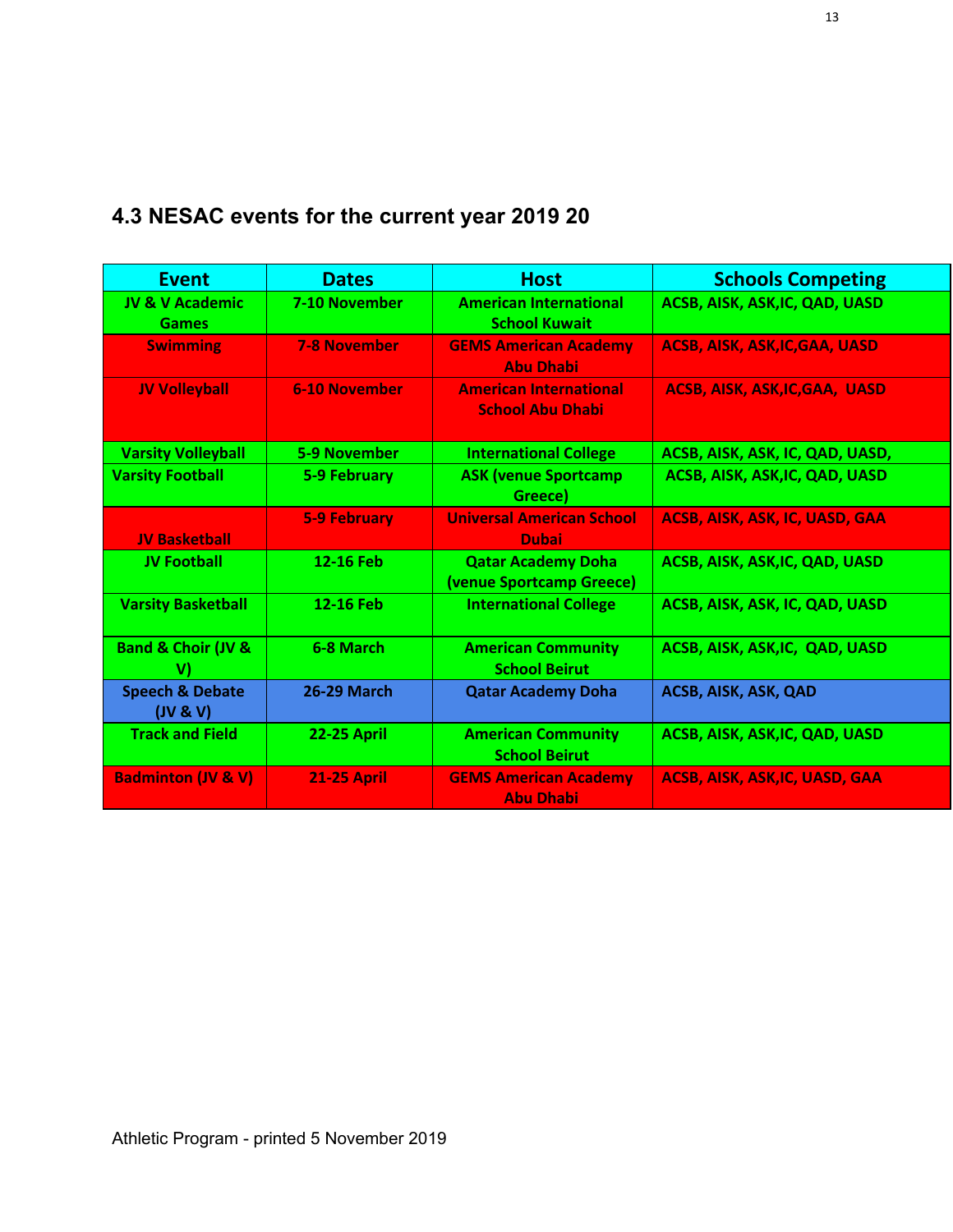### 4.3 NESAC events for the current year 2019 20

| Event | Dates | Host | Schools Competing |
|---|---|---|---|
| JV & V Academic Games | 7-10 November | American International School Kuwait | ACSB, AISK, ASK,IC, QAD, UASD |
| Swimming | 7-8 November | GEMS American Academy Abu Dhabi | ACSB, AISK, ASK,IC,GAA, UASD |
| JV Volleyball | 6-10 November | American International School Abu Dhabi | ACSB, AISK, ASK,IC,GAA, UASD |
| Varsity Volleyball | 5-9 November | International College | ACSB, AISK, ASK, IC, QAD, UASD, |
| Varsity Football | 5-9 February | ASK (venue Sportcamp Greece) | ACSB, AISK, ASK,IC, QAD, UASD |
| JV Basketball | 5-9 February | Universal American School Dubai | ACSB, AISK, ASK, IC, UASD, GAA |
| JV Football | 12-16 Feb | Qatar Academy Doha (venue Sportcamp Greece) | ACSB, AISK, ASK,IC, QAD, UASD |
| Varsity Basketball | 12-16 Feb | International College | ACSB, AISK, ASK, IC, QAD, UASD |
| Band & Choir (JV & V) | 6-8 March | American Community School Beirut | ACSB, AISK, ASK,IC, QAD, UASD |
| Speech & Debate (JV & V) | 26-29 March | Qatar Academy Doha | ACSB, AISK, ASK, QAD |
| Track and Field | 22-25 April | American Community School Beirut | ACSB, AISK, ASK,IC, QAD, UASD |
| Badminton (JV & V) | 21-25 April | GEMS American Academy Abu Dhabi | ACSB, AISK, ASK,IC, UASD, GAA |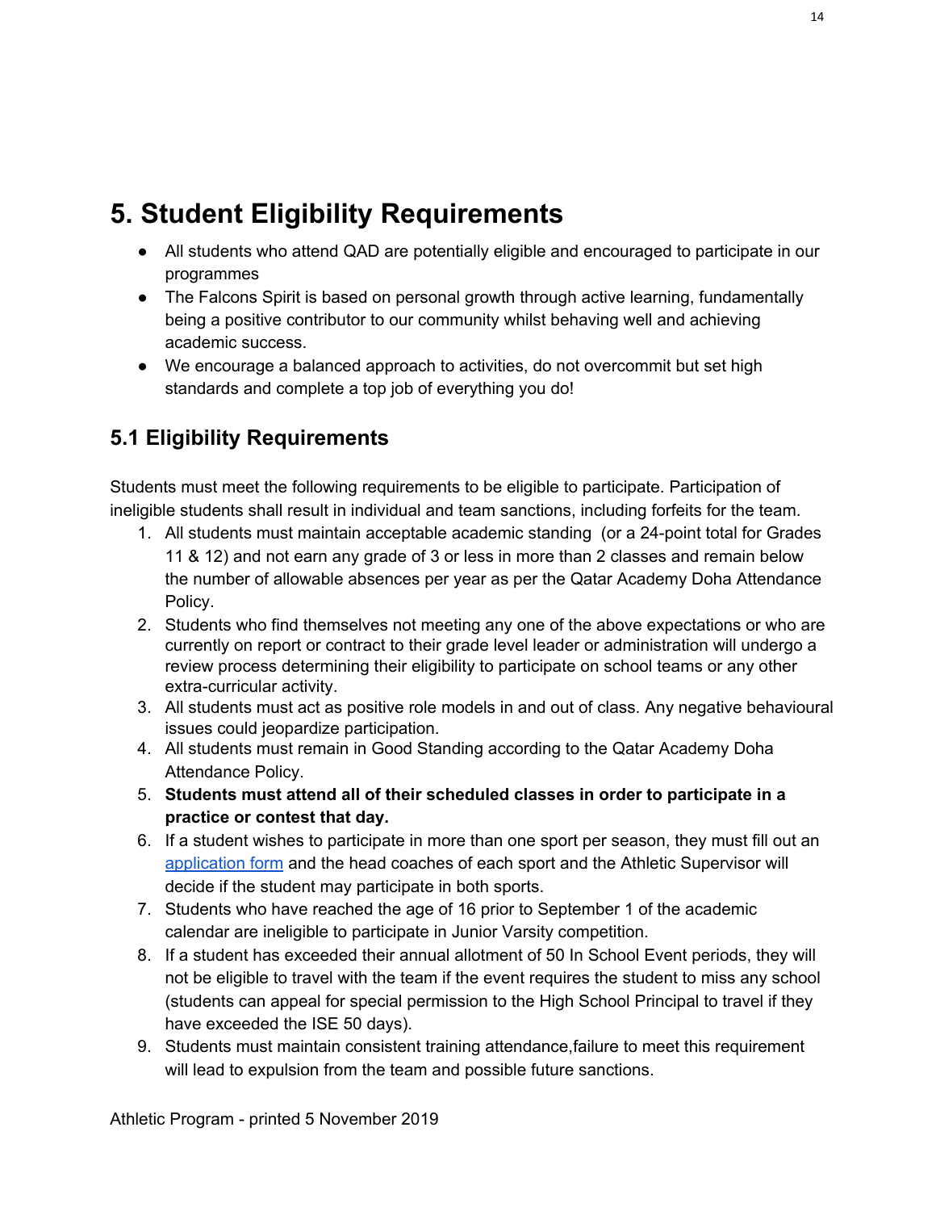# 5. Student Eligibility Requirements

- All students who attend QAD are potentially eligible and encouraged to participate in our programmes
- The Falcons Spirit is based on personal growth through active learning, fundamentally being a positive contributor to our community whilst behaving well and achieving academic success.
- We encourage a balanced approach to activities, do not overcommit but set high standards and complete a top job of everything you do!

## 5.1 Eligibility Requirements

Students must meet the following requirements to be eligible to participate. Participation of ineligible students shall result in individual and team sanctions, including forfeits for the team.

1. All students must maintain acceptable academic standing (or a 24-point total for Grades 11 & 12) and not earn any grade of 3 or less in more than 2 classes and remain below the number of allowable absences per year as per the Qatar Academy Doha Attendance Policy.
2. Students who find themselves not meeting any one of the above expectations or who are currently on report or contract to their grade level leader or administration will undergo a review process determining their eligibility to participate on school teams or any other extra-curricular activity.
3. All students must act as positive role models in and out of class. Any negative behavioural issues could jeopardize participation.
4. All students must remain in Good Standing according to the Qatar Academy Doha Attendance Policy.
5. **Students must attend all of their scheduled classes in order to participate in a practice or contest that day.**
6. If a student wishes to participate in more than one sport per season, they must fill out an application form and the head coaches of each sport and the Athletic Supervisor will decide if the student may participate in both sports.
7. Students who have reached the age of 16 prior to September 1 of the academic calendar are ineligible to participate in Junior Varsity competition.
8. If a student has exceeded their annual allotment of 50 In School Event periods, they will not be eligible to travel with the team if the event requires the student to miss any school (students can appeal for special permission to the High School Principal to travel if they have exceeded the ISE 50 days).
9. Students must maintain consistent training attendance,failure to meet this requirement will lead to expulsion from the team and possible future sanctions.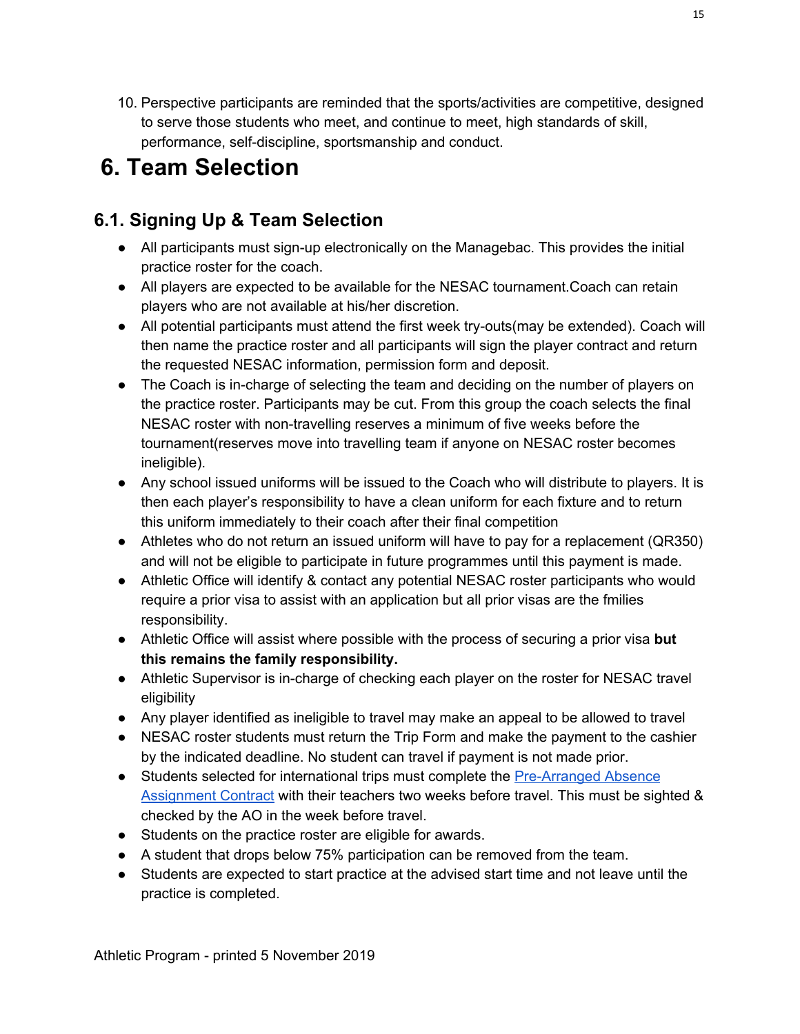10. Perspective participants are reminded that the sports/activities are competitive, designed to serve those students who meet, and continue to meet, high standards of skill, performance, self-discipline, sportsmanship and conduct.

# 6. Team Selection

## 6.1. Signing Up & Team Selection

- All participants must sign-up electronically on the Managebac. This provides the initial practice roster for the coach.
- All players are expected to be available for the NESAC tournament.Coach can retain players who are not available at his/her discretion.
- All potential participants must attend the first week try-outs(may be extended). Coach will then name the practice roster and all participants will sign the player contract and return the requested NESAC information, permission form and deposit.
- The Coach is in-charge of selecting the team and deciding on the number of players on the practice roster. Participants may be cut. From this group the coach selects the final NESAC roster with non-travelling reserves a minimum of five weeks before the tournament(reserves move into travelling team if anyone on NESAC roster becomes ineligible).
- Any school issued uniforms will be issued to the Coach who will distribute to players. It is then each player's responsibility to have a clean uniform for each fixture and to return this uniform immediately to their coach after their final competition
- Athletes who do not return an issued uniform will have to pay for a replacement (QR350) and will not be eligible to participate in future programmes until this payment is made.
- Athletic Office will identify & contact any potential NESAC roster participants who would require a prior visa to assist with an application but all prior visas are the fmilies responsibility.
- Athletic Office will assist where possible with the process of securing a prior visa **but this remains the family responsibility.**
- Athletic Supervisor is in-charge of checking each player on the roster for NESAC travel eligibility
- Any player identified as ineligible to travel may make an appeal to be allowed to travel
- NESAC roster students must return the Trip Form and make the payment to the cashier by the indicated deadline. No student can travel if payment is not made prior.
- Students selected for international trips must complete the Pre-Arranged Absence Assignment Contract with their teachers two weeks before travel. This must be sighted & checked by the AO in the week before travel.
- Students on the practice roster are eligible for awards.
- A student that drops below 75% participation can be removed from the team.
- Students are expected to start practice at the advised start time and not leave until the practice is completed.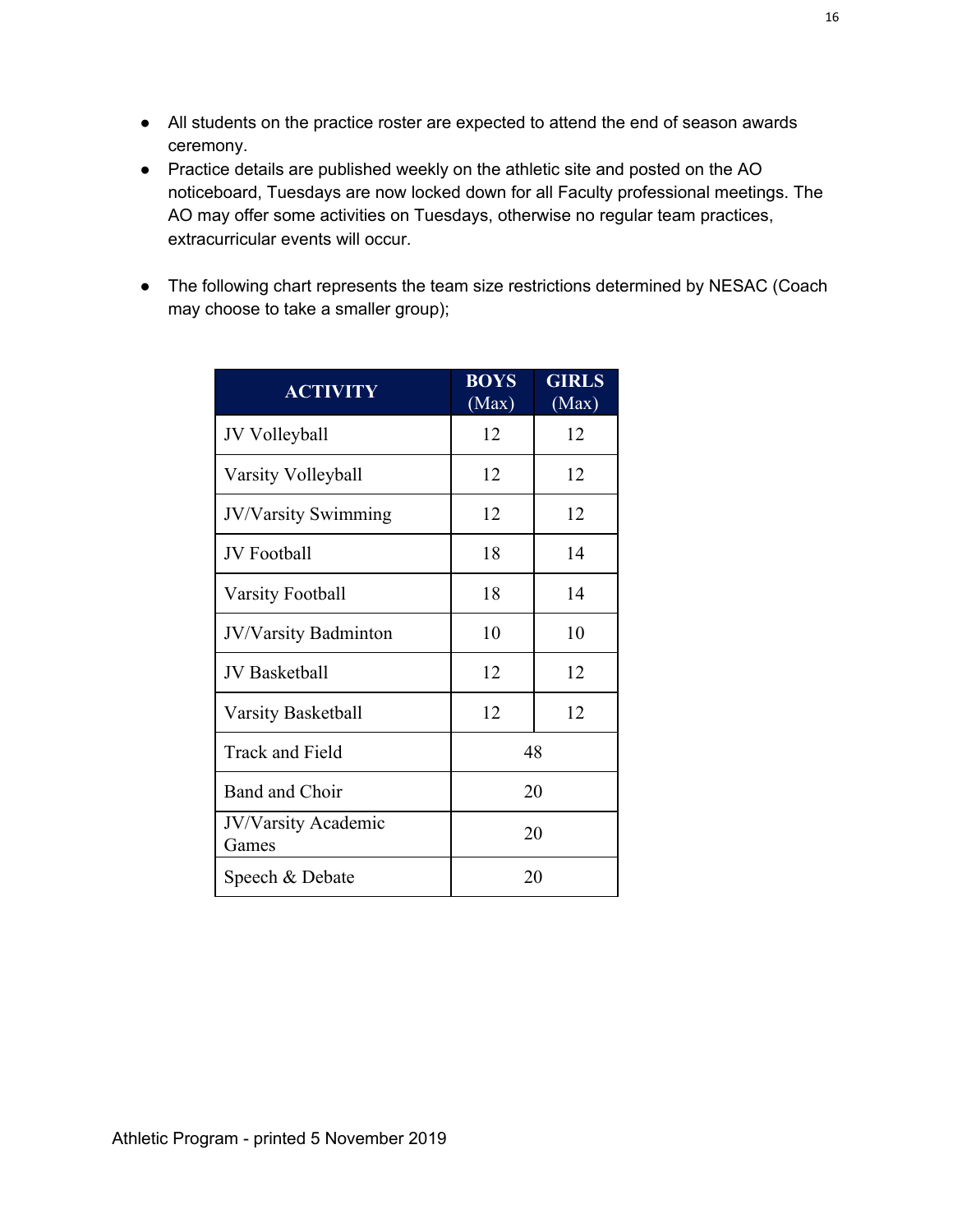- All students on the practice roster are expected to attend the end of season awards ceremony.
- Practice details are published weekly on the athletic site and posted on the AO noticeboard, Tuesdays are now locked down for all Faculty professional meetings. The AO may offer some activities on Tuesdays, otherwise no regular team practices, extracurricular events will occur.

- The following chart represents the team size restrictions determined by NESAC (Coach may choose to take a smaller group);

| ACTIVITY | BOYS (Max) | GIRLS (Max) |
|---|---|---|
| JV Volleyball | 12 | 12 |
| Varsity Volleyball | 12 | 12 |
| JV/Varsity Swimming | 12 | 12 |
| JV Football | 18 | 14 |
| Varsity Football | 18 | 14 |
| JV/Varsity Badminton | 10 | 10 |
| JV Basketball | 12 | 12 |
| Varsity Basketball | 12 | 12 |
| Track and Field | 48 | |
| Band and Choir | 20 | |
| JV/Varsity Academic Games | 20 | |
| Speech & Debate | 20 | |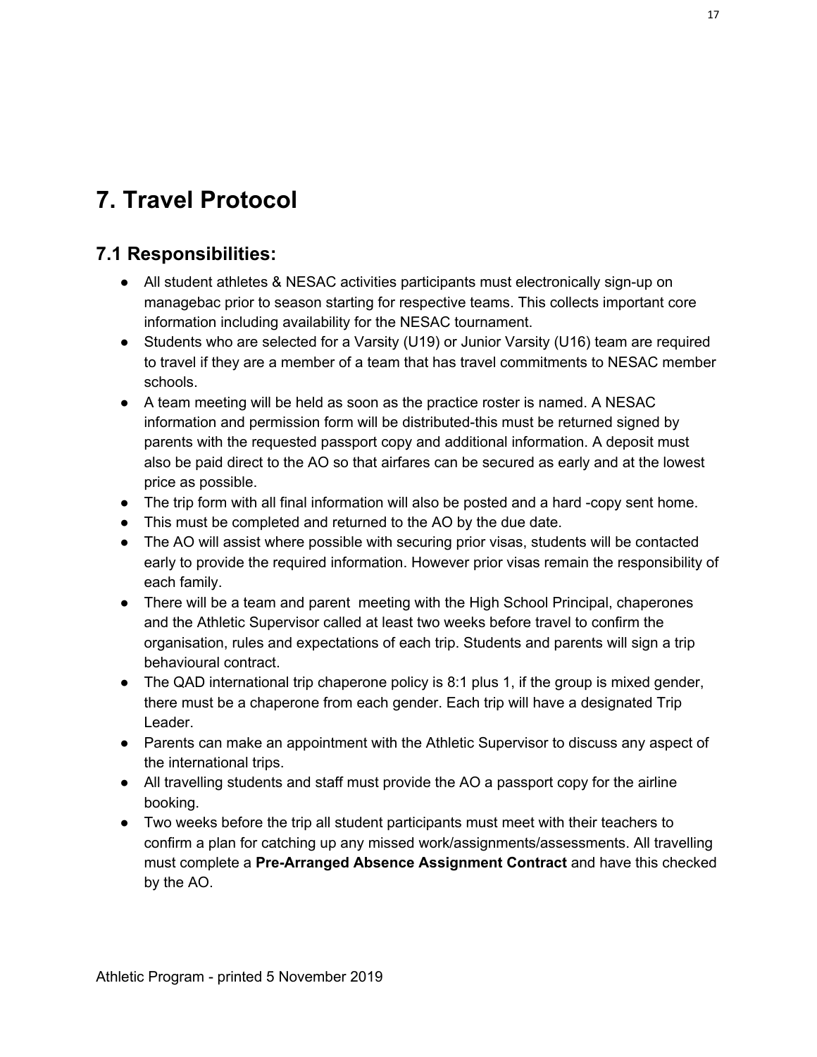# 7. Travel Protocol

## 7.1 Responsibilities:

- All student athletes & NESAC activities participants must electronically sign-up on managebac prior to season starting for respective teams. This collects important core information including availability for the NESAC tournament.
- Students who are selected for a Varsity (U19) or Junior Varsity (U16) team are required to travel if they are a member of a team that has travel commitments to NESAC member schools.
- A team meeting will be held as soon as the practice roster is named. A NESAC information and permission form will be distributed-this must be returned signed by parents with the requested passport copy and additional information. A deposit must also be paid direct to the AO so that airfares can be secured as early and at the lowest price as possible.
- The trip form with all final information will also be posted and a hard -copy sent home.
- This must be completed and returned to the AO by the due date.
- The AO will assist where possible with securing prior visas, students will be contacted early to provide the required information. However prior visas remain the responsibility of each family.
- There will be a team and parent meeting with the High School Principal, chaperones and the Athletic Supervisor called at least two weeks before travel to confirm the organisation, rules and expectations of each trip. Students and parents will sign a trip behavioural contract.
- The QAD international trip chaperone policy is 8:1 plus 1, if the group is mixed gender, there must be a chaperone from each gender. Each trip will have a designated Trip Leader.
- Parents can make an appointment with the Athletic Supervisor to discuss any aspect of the international trips.
- All travelling students and staff must provide the AO a passport copy for the airline booking.
- Two weeks before the trip all student participants must meet with their teachers to confirm a plan for catching up any missed work/assignments/assessments. All travelling must complete a **Pre-Arranged Absence Assignment Contract** and have this checked by the AO.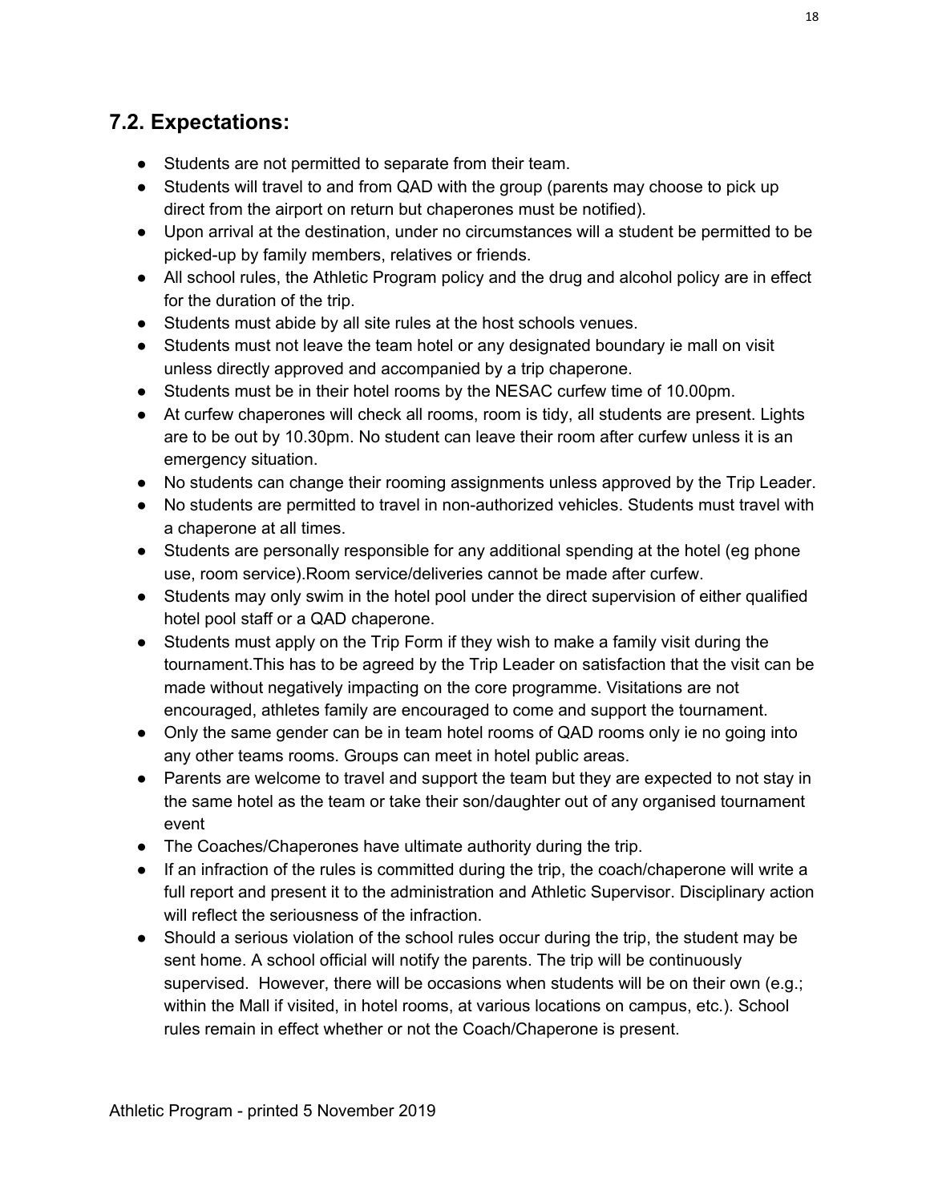## 7.2. Expectations:

- Students are not permitted to separate from their team.
- Students will travel to and from QAD with the group (parents may choose to pick up direct from the airport on return but chaperones must be notified).
- Upon arrival at the destination, under no circumstances will a student be permitted to be picked-up by family members, relatives or friends.
- All school rules, the Athletic Program policy and the drug and alcohol policy are in effect for the duration of the trip.
- Students must abide by all site rules at the host schools venues.
- Students must not leave the team hotel or any designated boundary ie mall on visit unless directly approved and accompanied by a trip chaperone.
- Students must be in their hotel rooms by the NESAC curfew time of 10.00pm.
- At curfew chaperones will check all rooms, room is tidy, all students are present. Lights are to be out by 10.30pm. No student can leave their room after curfew unless it is an emergency situation.
- No students can change their rooming assignments unless approved by the Trip Leader.
- No students are permitted to travel in non-authorized vehicles. Students must travel with a chaperone at all times.
- Students are personally responsible for any additional spending at the hotel (eg phone use, room service).Room service/deliveries cannot be made after curfew.
- Students may only swim in the hotel pool under the direct supervision of either qualified hotel pool staff or a QAD chaperone.
- Students must apply on the Trip Form if they wish to make a family visit during the tournament.This has to be agreed by the Trip Leader on satisfaction that the visit can be made without negatively impacting on the core programme. Visitations are not encouraged, athletes family are encouraged to come and support the tournament.
- Only the same gender can be in team hotel rooms of QAD rooms only ie no going into any other teams rooms. Groups can meet in hotel public areas.
- Parents are welcome to travel and support the team but they are expected to not stay in the same hotel as the team or take their son/daughter out of any organised tournament event
- The Coaches/Chaperones have ultimate authority during the trip.
- If an infraction of the rules is committed during the trip, the coach/chaperone will write a full report and present it to the administration and Athletic Supervisor. Disciplinary action will reflect the seriousness of the infraction.
- Should a serious violation of the school rules occur during the trip, the student may be sent home. A school official will notify the parents. The trip will be continuously supervised. However, there will be occasions when students will be on their own (e.g.; within the Mall if visited, in hotel rooms, at various locations on campus, etc.). School rules remain in effect whether or not the Coach/Chaperone is present.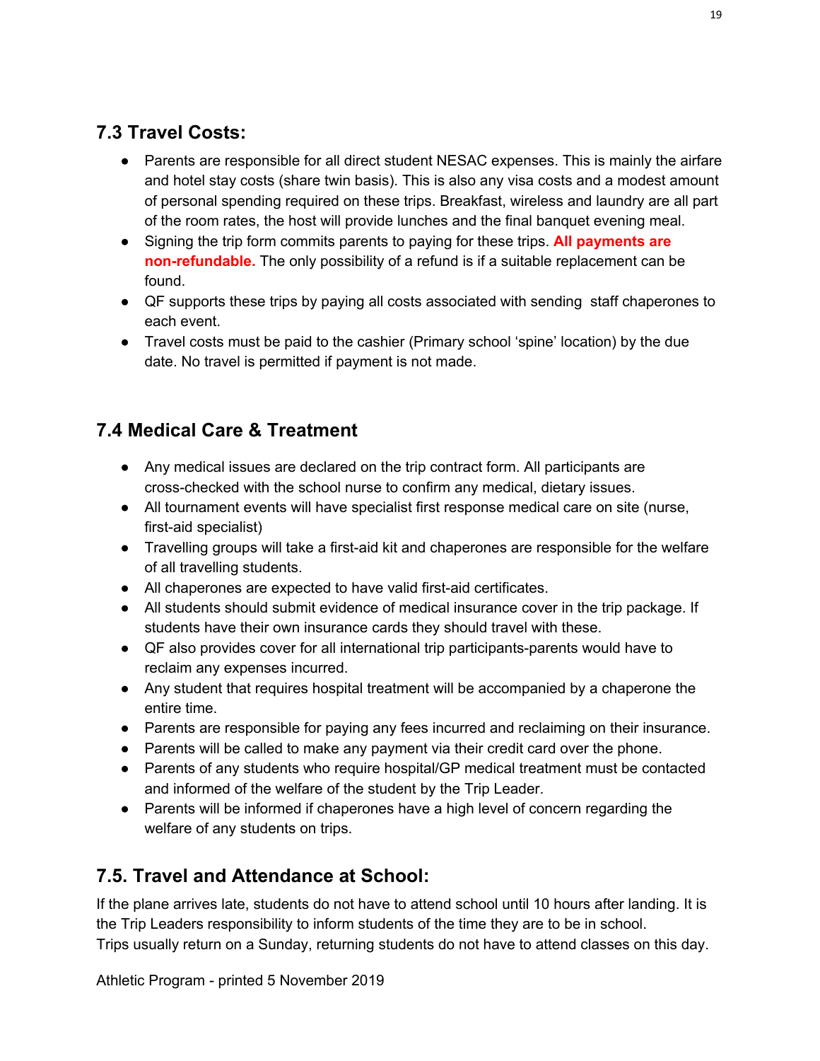## 7.3 Travel Costs:

- Parents are responsible for all direct student NESAC expenses. This is mainly the airfare and hotel stay costs (share twin basis). This is also any visa costs and a modest amount of personal spending required on these trips. Breakfast, wireless and laundry are all part of the room rates, the host will provide lunches and the final banquet evening meal.
- Signing the trip form commits parents to paying for these trips. **All payments are non-refundable.** The only possibility of a refund is if a suitable replacement can be found.
- QF supports these trips by paying all costs associated with sending staff chaperones to each event.
- Travel costs must be paid to the cashier (Primary school 'spine' location) by the due date. No travel is permitted if payment is not made.

## 7.4 Medical Care & Treatment

- Any medical issues are declared on the trip contract form. All participants are cross-checked with the school nurse to confirm any medical, dietary issues.
- All tournament events will have specialist first response medical care on site (nurse, first-aid specialist)
- Travelling groups will take a first-aid kit and chaperones are responsible for the welfare of all travelling students.
- All chaperones are expected to have valid first-aid certificates.
- All students should submit evidence of medical insurance cover in the trip package. If students have their own insurance cards they should travel with these.
- QF also provides cover for all international trip participants-parents would have to reclaim any expenses incurred.
- Any student that requires hospital treatment will be accompanied by a chaperone the entire time.
- Parents are responsible for paying any fees incurred and reclaiming on their insurance.
- Parents will be called to make any payment via their credit card over the phone.
- Parents of any students who require hospital/GP medical treatment must be contacted and informed of the welfare of the student by the Trip Leader.
- Parents will be informed if chaperones have a high level of concern regarding the welfare of any students on trips.

## 7.5. Travel and Attendance at School:

If the plane arrives late, students do not have to attend school until 10 hours after landing. It is the Trip Leaders responsibility to inform students of the time they are to be in school.
Trips usually return on a Sunday, returning students do not have to attend classes on this day.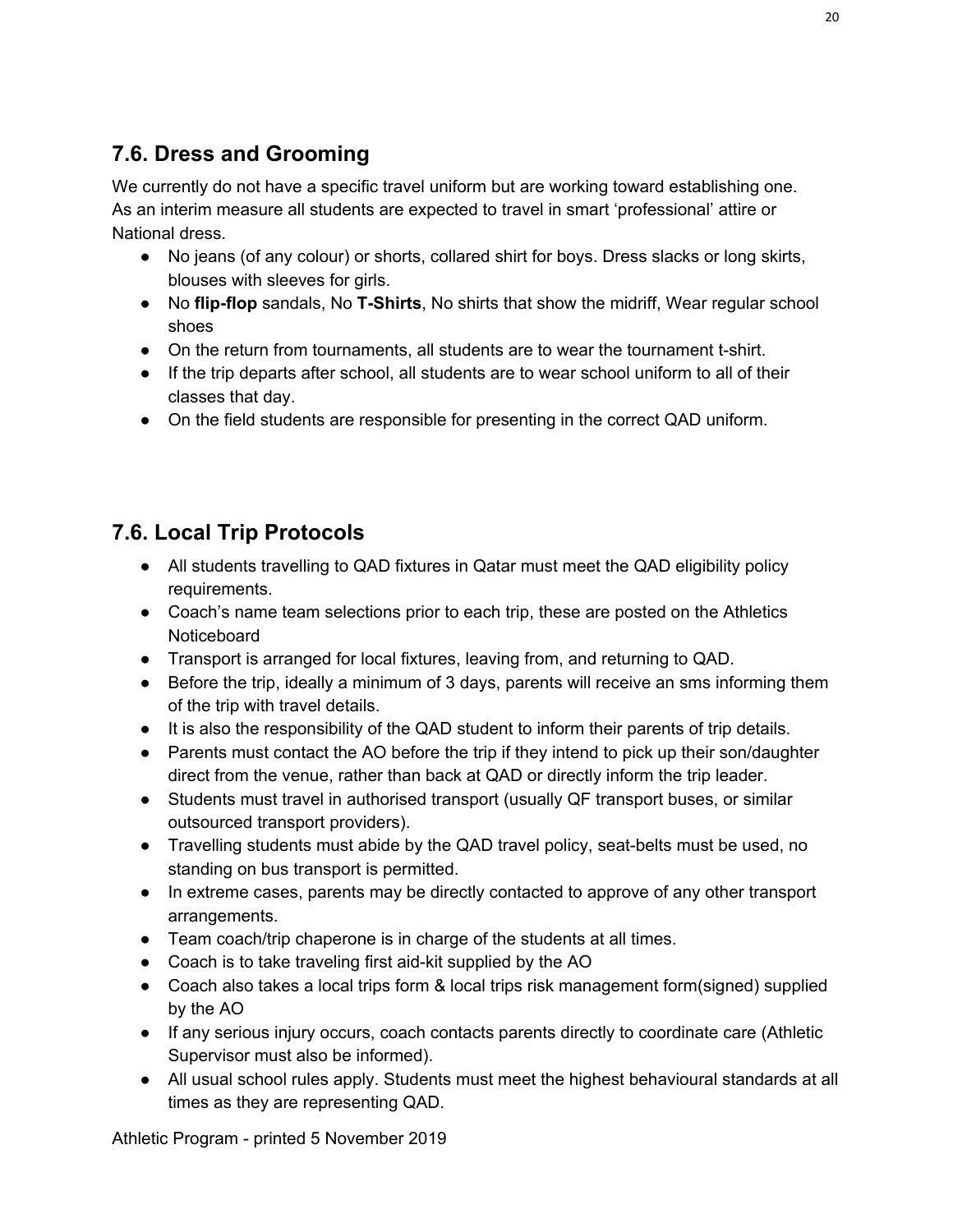## 7.6. Dress and Grooming

We currently do not have a specific travel uniform but are working toward establishing one. As an interim measure all students are expected to travel in smart 'professional' attire or National dress.

- No jeans (of any colour) or shorts, collared shirt for boys. Dress slacks or long skirts, blouses with sleeves for girls.
- No **flip-flop** sandals, No **T-Shirts**, No shirts that show the midriff, Wear regular school shoes
- On the return from tournaments, all students are to wear the tournament t-shirt.
- If the trip departs after school, all students are to wear school uniform to all of their classes that day.
- On the field students are responsible for presenting in the correct QAD uniform.

## 7.6. Local Trip Protocols

- All students travelling to QAD fixtures in Qatar must meet the QAD eligibility policy requirements.
- Coach's name team selections prior to each trip, these are posted on the Athletics Noticeboard
- Transport is arranged for local fixtures, leaving from, and returning to QAD.
- Before the trip, ideally a minimum of 3 days, parents will receive an sms informing them of the trip with travel details.
- It is also the responsibility of the QAD student to inform their parents of trip details.
- Parents must contact the AO before the trip if they intend to pick up their son/daughter direct from the venue, rather than back at QAD or directly inform the trip leader.
- Students must travel in authorised transport (usually QF transport buses, or similar outsourced transport providers).
- Travelling students must abide by the QAD travel policy, seat-belts must be used, no standing on bus transport is permitted.
- In extreme cases, parents may be directly contacted to approve of any other transport arrangements.
- Team coach/trip chaperone is in charge of the students at all times.
- Coach is to take traveling first aid-kit supplied by the AO
- Coach also takes a local trips form & local trips risk management form(signed) supplied by the AO
- If any serious injury occurs, coach contacts parents directly to coordinate care (Athletic Supervisor must also be informed).
- All usual school rules apply. Students must meet the highest behavioural standards at all times as they are representing QAD.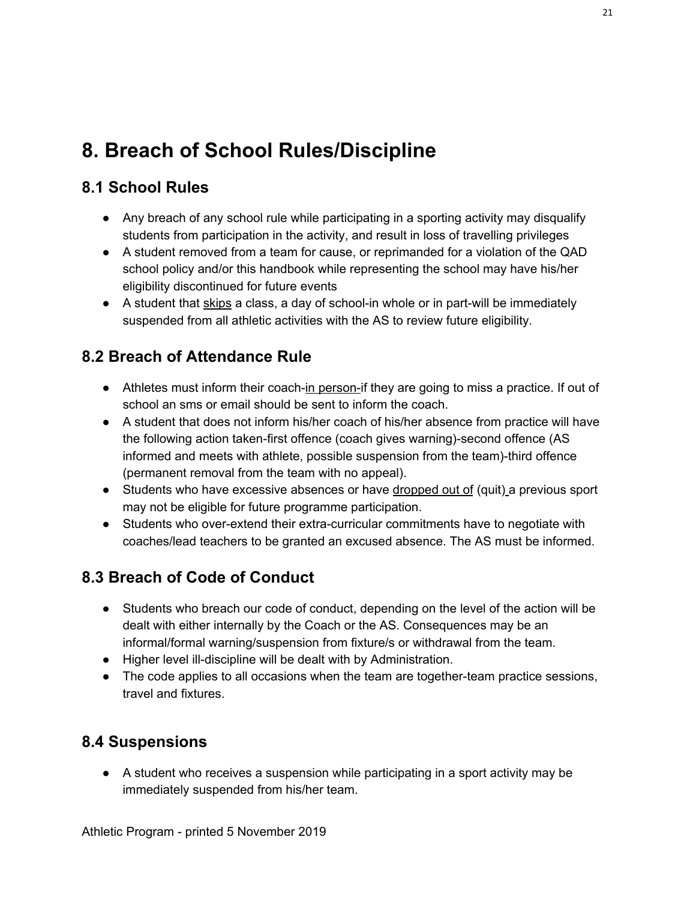# 8. Breach of School Rules/Discipline

## 8.1 School Rules

- Any breach of any school rule while participating in a sporting activity may disqualify students from participation in the activity, and result in loss of travelling privileges
- A student removed from a team for cause, or reprimanded for a violation of the QAD school policy and/or this handbook while representing the school may have his/her eligibility discontinued for future events
- A student that skips a class, a day of school-in whole or in part-will be immediately suspended from all athletic activities with the AS to review future eligibility.

## 8.2 Breach of Attendance Rule

- Athletes must inform their coach-in person-if they are going to miss a practice. If out of school an sms or email should be sent to inform the coach.
- A student that does not inform his/her coach of his/her absence from practice will have the following action taken-first offence (coach gives warning)-second offence (AS informed and meets with athlete, possible suspension from the team)-third offence (permanent removal from the team with no appeal).
- Students who have excessive absences or have dropped out of (quit) a previous sport may not be eligible for future programme participation.
- Students who over-extend their extra-curricular commitments have to negotiate with coaches/lead teachers to be granted an excused absence. The AS must be informed.

## 8.3 Breach of Code of Conduct

- Students who breach our code of conduct, depending on the level of the action will be dealt with either internally by the Coach or the AS. Consequences may be an informal/formal warning/suspension from fixture/s or withdrawal from the team.
- Higher level ill-discipline will be dealt with by Administration.
- The code applies to all occasions when the team are together-team practice sessions, travel and fixtures.

## 8.4 Suspensions

- A student who receives a suspension while participating in a sport activity may be immediately suspended from his/her team.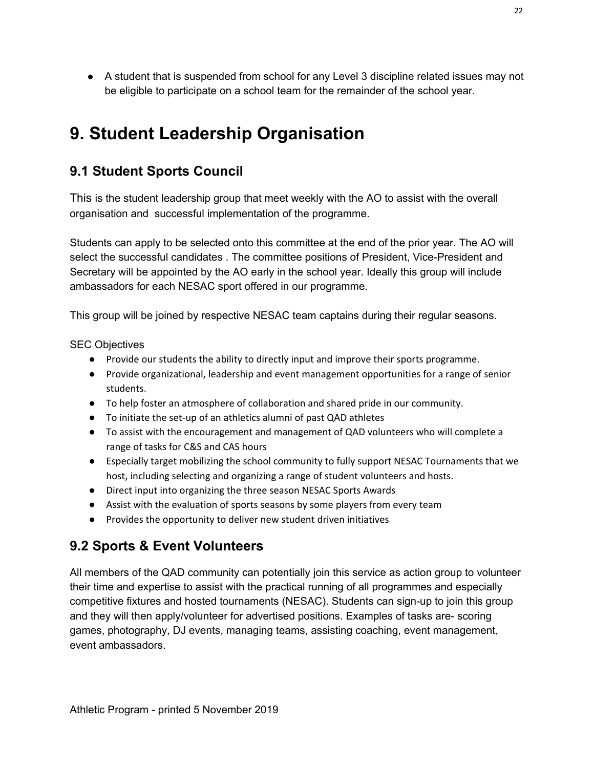- A student that is suspended from school for any Level 3 discipline related issues may not be eligible to participate on a school team for the remainder of the school year.

# 9. Student Leadership Organisation

## 9.1 Student Sports Council

This is the student leadership group that meet weekly with the AO to assist with the overall organisation and successful implementation of the programme.

Students can apply to be selected onto this committee at the end of the prior year. The AO will select the successful candidates . The committee positions of President, Vice-President and Secretary will be appointed by the AO early in the school year. Ideally this group will include ambassadors for each NESAC sport offered in our programme.

This group will be joined by respective NESAC team captains during their regular seasons.

SEC Objectives

- Provide our students the ability to directly input and improve their sports programme.
- Provide organizational, leadership and event management opportunities for a range of senior students.
- To help foster an atmosphere of collaboration and shared pride in our community.
- To initiate the set-up of an athletics alumni of past QAD athletes
- To assist with the encouragement and management of QAD volunteers who will complete a range of tasks for C&S and CAS hours
- Especially target mobilizing the school community to fully support NESAC Tournaments that we host, including selecting and organizing a range of student volunteers and hosts.
- Direct input into organizing the three season NESAC Sports Awards
- Assist with the evaluation of sports seasons by some players from every team
- Provides the opportunity to deliver new student driven initiatives

## 9.2 Sports & Event Volunteers

All members of the QAD community can potentially join this service as action group to volunteer their time and expertise to assist with the practical running of all programmes and especially competitive fixtures and hosted tournaments (NESAC). Students can sign-up to join this group and they will then apply/volunteer for advertised positions. Examples of tasks are- scoring games, photography, DJ events, managing teams, assisting coaching, event management, event ambassadors.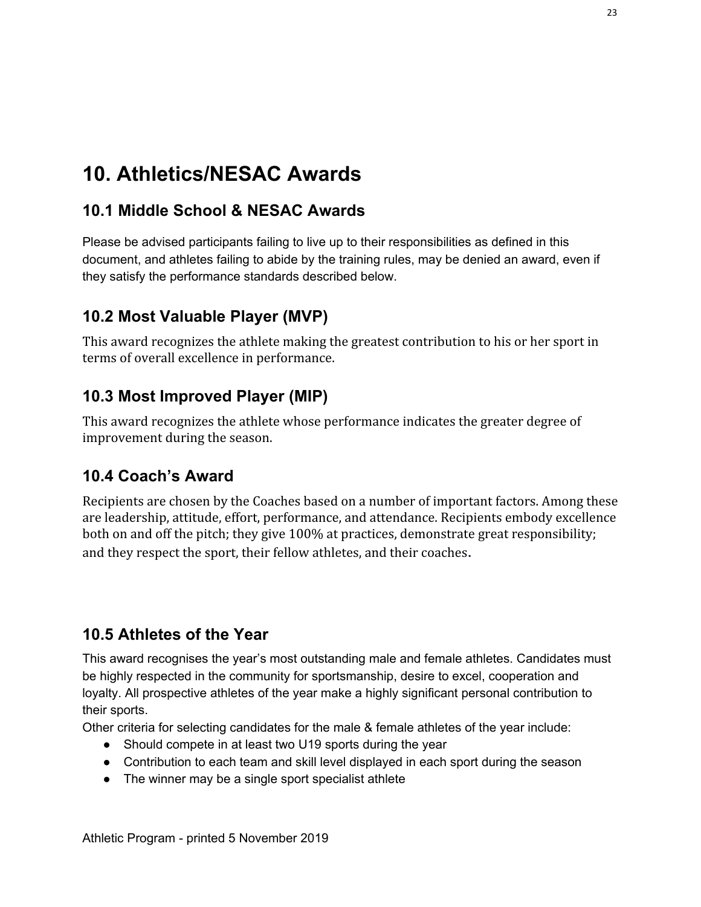# 10. Athletics/NESAC Awards

## 10.1 Middle School & NESAC Awards

Please be advised participants failing to live up to their responsibilities as defined in this document, and athletes failing to abide by the training rules, may be denied an award, even if they satisfy the performance standards described below.

## 10.2 Most Valuable Player (MVP)

This award recognizes the athlete making the greatest contribution to his or her sport in terms of overall excellence in performance.

## 10.3 Most Improved Player (MIP)

This award recognizes the athlete whose performance indicates the greater degree of improvement during the season.

## 10.4 Coach's Award

Recipients are chosen by the Coaches based on a number of important factors. Among these are leadership, attitude, effort, performance, and attendance. Recipients embody excellence both on and off the pitch; they give 100% at practices, demonstrate great responsibility; and they respect the sport, their fellow athletes, and their coaches.

## 10.5 Athletes of the Year

This award recognises the year's most outstanding male and female athletes. Candidates must be highly respected in the community for sportsmanship, desire to excel, cooperation and loyalty. All prospective athletes of the year make a highly significant personal contribution to their sports.

Other criteria for selecting candidates for the male & female athletes of the year include:

- Should compete in at least two U19 sports during the year
- Contribution to each team and skill level displayed in each sport during the season
- The winner may be a single sport specialist athlete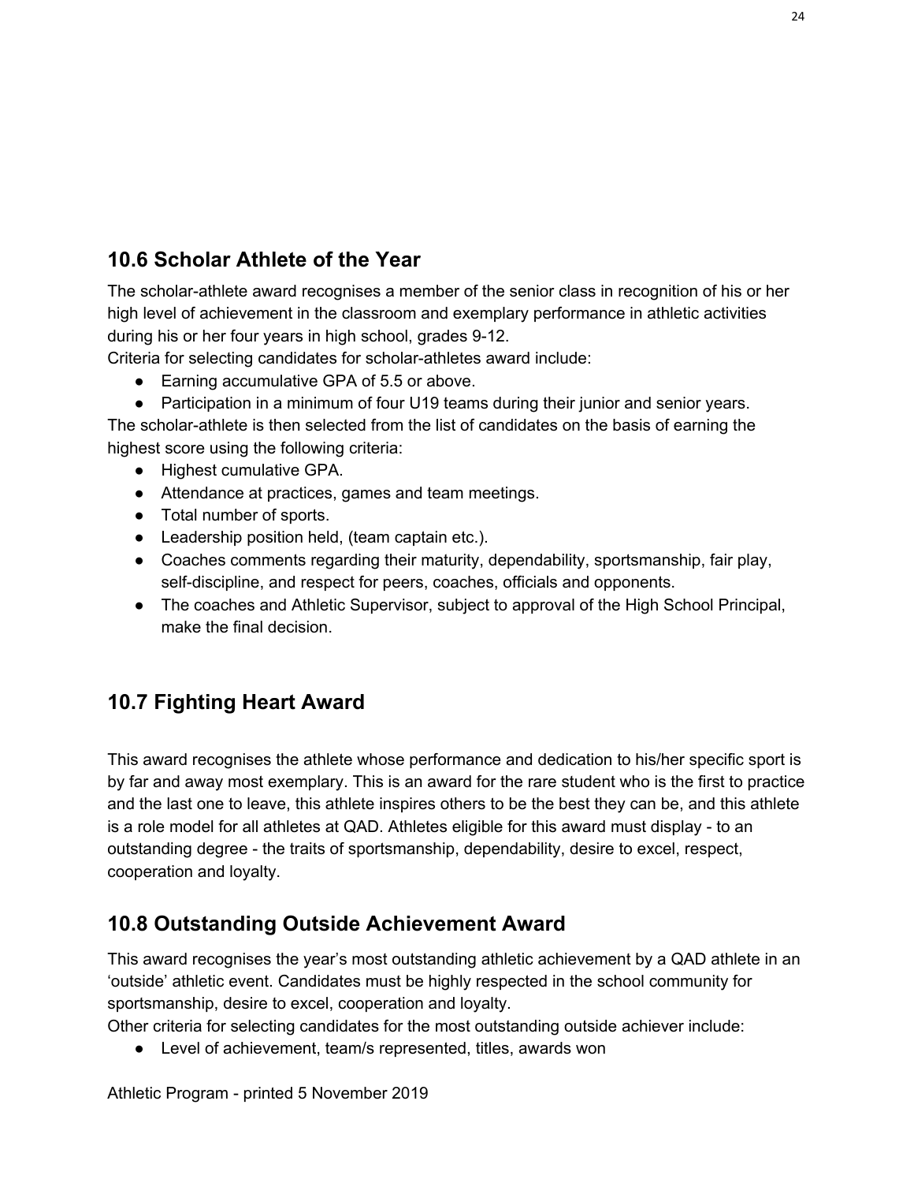## 10.6 Scholar Athlete of the Year

The scholar-athlete award recognises a member of the senior class in recognition of his or her high level of achievement in the classroom and exemplary performance in athletic activities during his or her four years in high school, grades 9-12.

Criteria for selecting candidates for scholar-athletes award include:

- Earning accumulative GPA of 5.5 or above.
- Participation in a minimum of four U19 teams during their junior and senior years.

The scholar-athlete is then selected from the list of candidates on the basis of earning the highest score using the following criteria:

- Highest cumulative GPA.
- Attendance at practices, games and team meetings.
- Total number of sports.
- Leadership position held, (team captain etc.).
- Coaches comments regarding their maturity, dependability, sportsmanship, fair play, self-discipline, and respect for peers, coaches, officials and opponents.
- The coaches and Athletic Supervisor, subject to approval of the High School Principal, make the final decision.

## 10.7 Fighting Heart Award

This award recognises the athlete whose performance and dedication to his/her specific sport is by far and away most exemplary. This is an award for the rare student who is the first to practice and the last one to leave, this athlete inspires others to be the best they can be, and this athlete is a role model for all athletes at QAD. Athletes eligible for this award must display - to an outstanding degree - the traits of sportsmanship, dependability, desire to excel, respect, cooperation and loyalty.

## 10.8 Outstanding Outside Achievement Award

This award recognises the year's most outstanding athletic achievement by a QAD athlete in an 'outside' athletic event. Candidates must be highly respected in the school community for sportsmanship, desire to excel, cooperation and loyalty.

Other criteria for selecting candidates for the most outstanding outside achiever include:

- Level of achievement, team/s represented, titles, awards won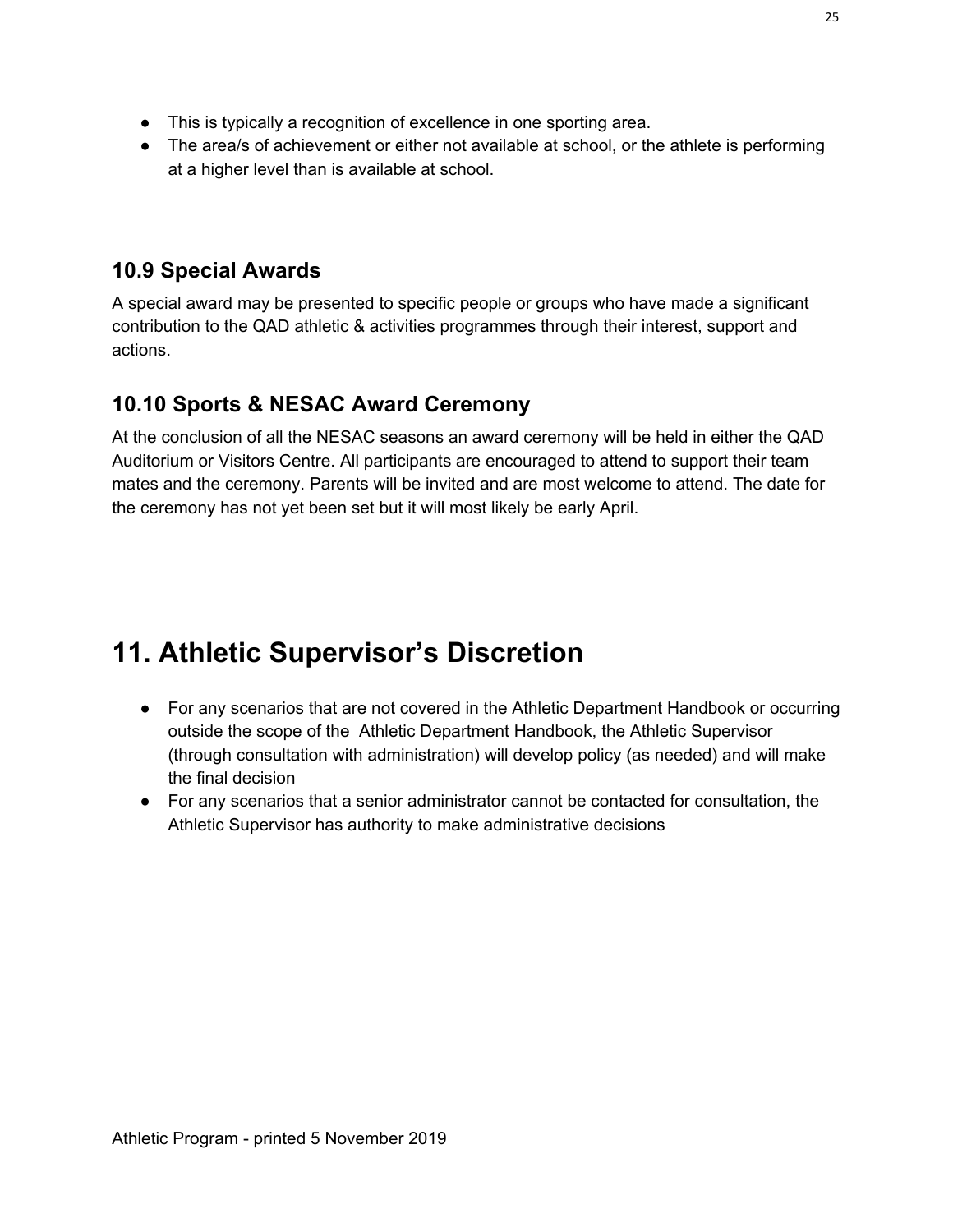- This is typically a recognition of excellence in one sporting area.
- The area/s of achievement or either not available at school, or the athlete is performing at a higher level than is available at school.

### 10.9 Special Awards

A special award may be presented to specific people or groups who have made a significant contribution to the QAD athletic & activities programmes through their interest, support and actions.

### 10.10 Sports & NESAC Award Ceremony

At the conclusion of all the NESAC seasons an award ceremony will be held in either the QAD Auditorium or Visitors Centre. All participants are encouraged to attend to support their team mates and the ceremony. Parents will be invited and are most welcome to attend. The date for the ceremony has not yet been set but it will most likely be early April.

# 11. Athletic Supervisor's Discretion

- For any scenarios that are not covered in the Athletic Department Handbook or occurring outside the scope of the Athletic Department Handbook, the Athletic Supervisor (through consultation with administration) will develop policy (as needed) and will make the final decision
- For any scenarios that a senior administrator cannot be contacted for consultation, the Athletic Supervisor has authority to make administrative decisions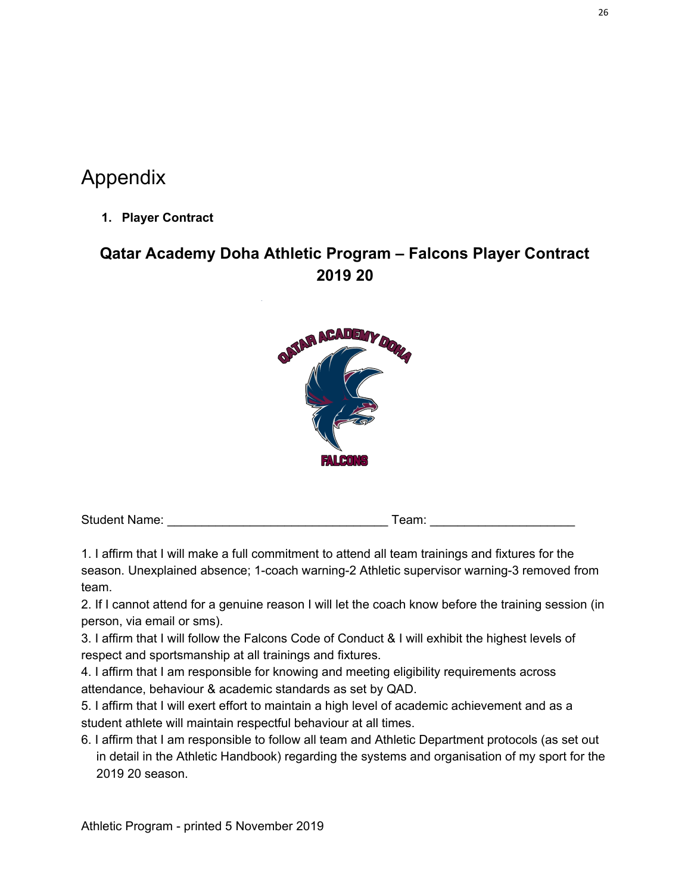# Appendix

1. **Player Contract**

## Qatar Academy Doha Athletic Program – Falcons Player Contract 2019 20

Student Name: _______________________________ Team: ____________________

1. I affirm that I will make a full commitment to attend all team trainings and fixtures for the season. Unexplained absence; 1-coach warning-2 Athletic supervisor warning-3 removed from team.
2. If I cannot attend for a genuine reason I will let the coach know before the training session (in person, via email or sms).
3. I affirm that I will follow the Falcons Code of Conduct & I will exhibit the highest levels of respect and sportsmanship at all trainings and fixtures.
4. I affirm that I am responsible for knowing and meeting eligibility requirements across attendance, behaviour & academic standards as set by QAD.
5. I affirm that I will exert effort to maintain a high level of academic achievement and as a student athlete will maintain respectful behaviour at all times.
6. I affirm that I am responsible to follow all team and Athletic Department protocols (as set out in detail in the Athletic Handbook) regarding the systems and organisation of my sport for the 2019 20 season.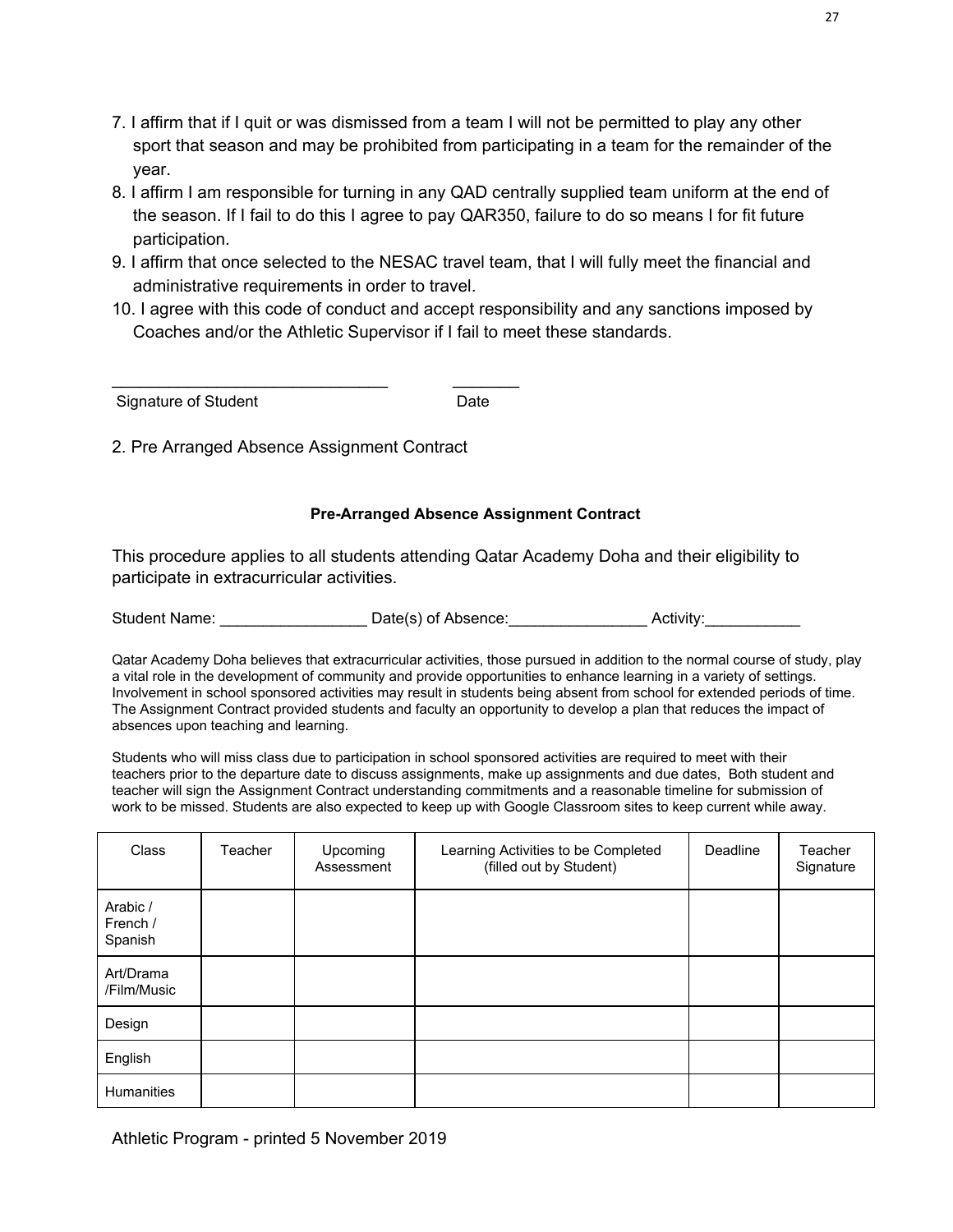7. I affirm that if I quit or was dismissed from a team I will not be permitted to play any other sport that season and may be prohibited from participating in a team for the remainder of the year.
8. I affirm I am responsible for turning in any QAD centrally supplied team uniform at the end of the season. If I fail to do this I agree to pay QAR350, failure to do so means I for fit future participation.
9. I affirm that once selected to the NESAC travel team, that I will fully meet the financial and administrative requirements in order to travel.
10. I agree with this code of conduct and accept responsibility and any sanctions imposed by Coaches and/or the Athletic Supervisor if I fail to meet these standards.

______________________________ ________

Signature of Student Date

2. Pre Arranged Absence Assignment Contract

**Pre-Arranged Absence Assignment Contract**

This procedure applies to all students attending Qatar Academy Doha and their eligibility to participate in extracurricular activities.

Student Name: _________________ Date(s) of Absence:________________ Activity:___________

Qatar Academy Doha believes that extracurricular activities, those pursued in addition to the normal course of study, play a vital role in the development of community and provide opportunities to enhance learning in a variety of settings. Involvement in school sponsored activities may result in students being absent from school for extended periods of time. The Assignment Contract provided students and faculty an opportunity to develop a plan that reduces the impact of absences upon teaching and learning.

Students who will miss class due to participation in school sponsored activities are required to meet with their teachers prior to the departure date to discuss assignments, make up assignments and due dates, Both student and teacher will sign the Assignment Contract understanding commitments and a reasonable timeline for submission of work to be missed. Students are also expected to keep up with Google Classroom sites to keep current while away.

| Class | Teacher | Upcoming Assessment | Learning Activities to be Completed (filled out by Student) | Deadline | Teacher Signature |
|---|---|---|---|---|---|
| Arabic / French / Spanish | | | | | |
| Art/Drama /Film/Music | | | | | |
| Design | | | | | |
| English | | | | | |
| Humanities | | | | | |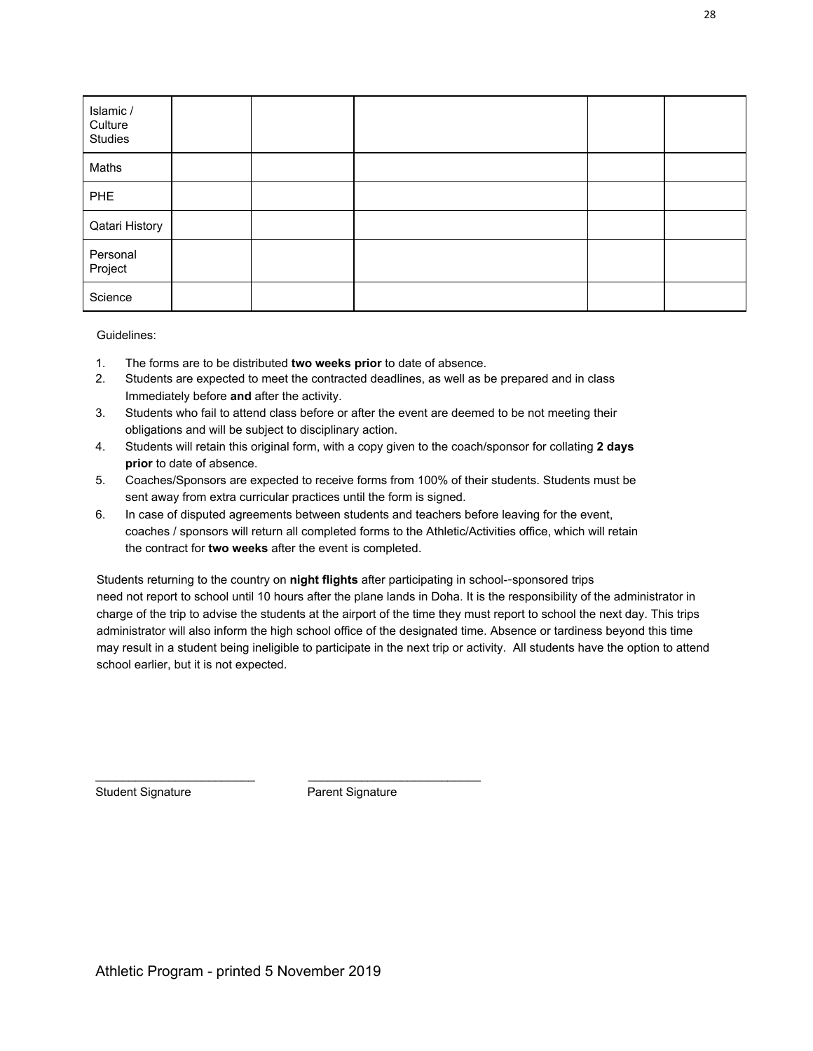| | | | | | |
|---|---|---|---|---|---|
| Islamic / Culture Studies | | | | | |
| Maths | | | | | |
| PHE | | | | | |
| Qatari History | | | | | |
| Personal Project | | | | | |
| Science | | | | | |

Guidelines:

1. The forms are to be distributed **two weeks prior** to date of absence.
2. Students are expected to meet the contracted deadlines, as well as be prepared and in class Immediately before **and** after the activity.
3. Students who fail to attend class before or after the event are deemed to be not meeting their obligations and will be subject to disciplinary action.
4. Students will retain this original form, with a copy given to the coach/sponsor for collating **2 days prior** to date of absence.
5. Coaches/Sponsors are expected to receive forms from 100% of their students. Students must be sent away from extra curricular practices until the form is signed.
6. In case of disputed agreements between students and teachers before leaving for the event, coaches / sponsors will return all completed forms to the Athletic/Activities office, which will retain the contract for **two weeks** after the event is completed.

Students returning to the country on **night flights** after participating in school--sponsored trips need not report to school until 10 hours after the plane lands in Doha. It is the responsibility of the administrator in charge of the trip to advise the students at the airport of the time they must report to school the next day. This trips administrator will also inform the high school office of the designated time. Absence or tardiness beyond this time may result in a student being ineligible to participate in the next trip or activity.  All students have the option to attend school earlier, but it is not expected.

________________________ ________________________

Student Signature Parent Signature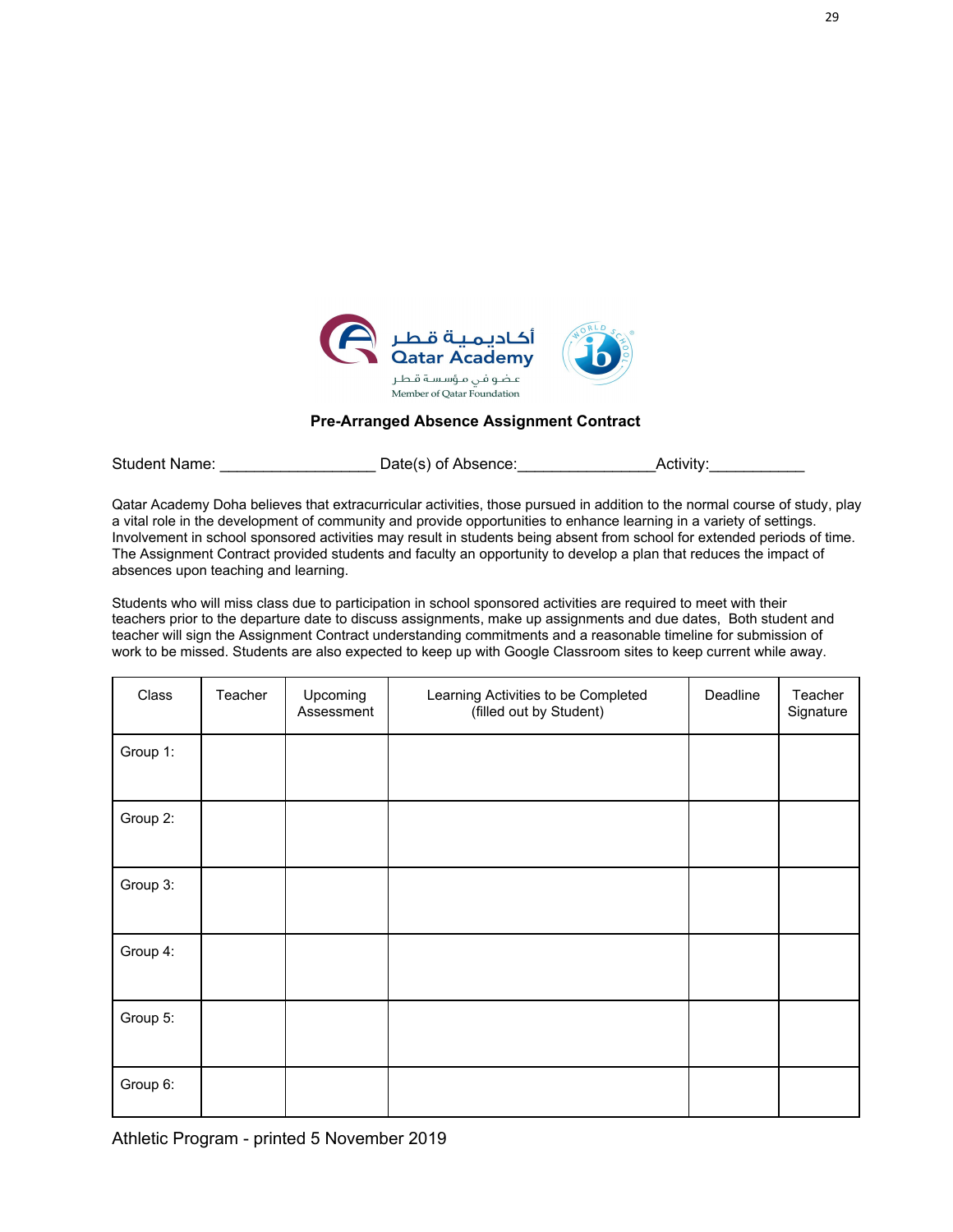أكاديمية قطر
Qatar Academy
عضو في مؤسسة قطر
Member of Qatar Foundation

**Pre-Arranged Absence Assignment Contract**

Student Name: _________________ Date(s) of Absence:_______________Activity:___________

Qatar Academy Doha believes that extracurricular activities, those pursued in addition to the normal course of study, play a vital role in the development of community and provide opportunities to enhance learning in a variety of settings. Involvement in school sponsored activities may result in students being absent from school for extended periods of time. The Assignment Contract provided students and faculty an opportunity to develop a plan that reduces the impact of absences upon teaching and learning.

Students who will miss class due to participation in school sponsored activities are required to meet with their teachers prior to the departure date to discuss assignments, make up assignments and due dates, Both student and teacher will sign the Assignment Contract understanding commitments and a reasonable timeline for submission of work to be missed. Students are also expected to keep up with Google Classroom sites to keep current while away.

| Class | Teacher | Upcoming Assessment | Learning Activities to be Completed (filled out by Student) | Deadline | Teacher Signature |
|---|---|---|---|---|---|
| Group 1: | | | | | |
| Group 2: | | | | | |
| Group 3: | | | | | |
| Group 4: | | | | | |
| Group 5: | | | | | |
| Group 6: | | | | | |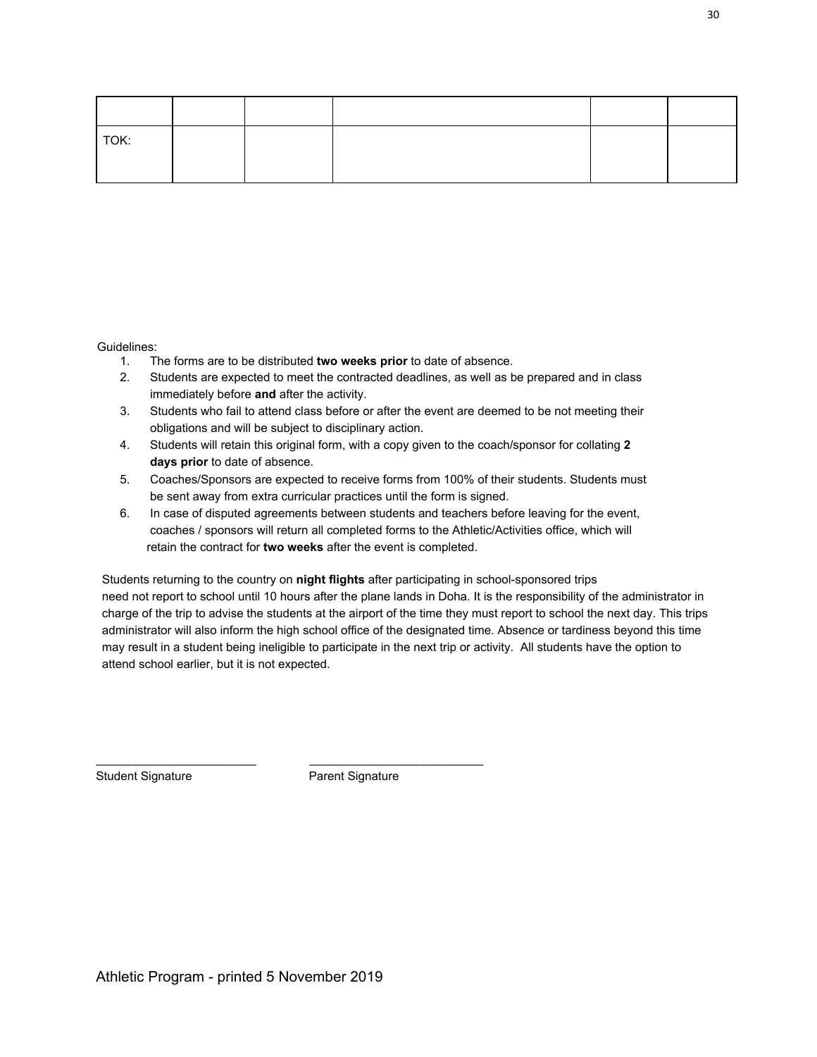| | | | | | |
|---|---|---|---|---|---|
| TOK: | | | | | |

Guidelines:

1. The forms are to be distributed **two weeks prior** to date of absence.
2. Students are expected to meet the contracted deadlines, as well as be prepared and in class immediately before **and** after the activity.
3. Students who fail to attend class before or after the event are deemed to be not meeting their obligations and will be subject to disciplinary action.
4. Students will retain this original form, with a copy given to the coach/sponsor for collating **2 days prior** to date of absence.
5. Coaches/Sponsors are expected to receive forms from 100% of their students. Students must be sent away from extra curricular practices until the form is signed.
6. In case of disputed agreements between students and teachers before leaving for the event, coaches / sponsors will return all completed forms to the Athletic/Activities office, which will retain the contract for **two weeks** after the event is completed.

Students returning to the country on **night flights** after participating in school-sponsored trips need not report to school until 10 hours after the plane lands in Doha. It is the responsibility of the administrator in charge of the trip to advise the students at the airport of the time they must report to school the next day. This trips administrator will also inform the high school office of the designated time. Absence or tardiness beyond this time may result in a student being ineligible to participate in the next trip or activity. All students have the option to attend school earlier, but it is not expected.

________________________ ________________________

Student Signature Parent Signature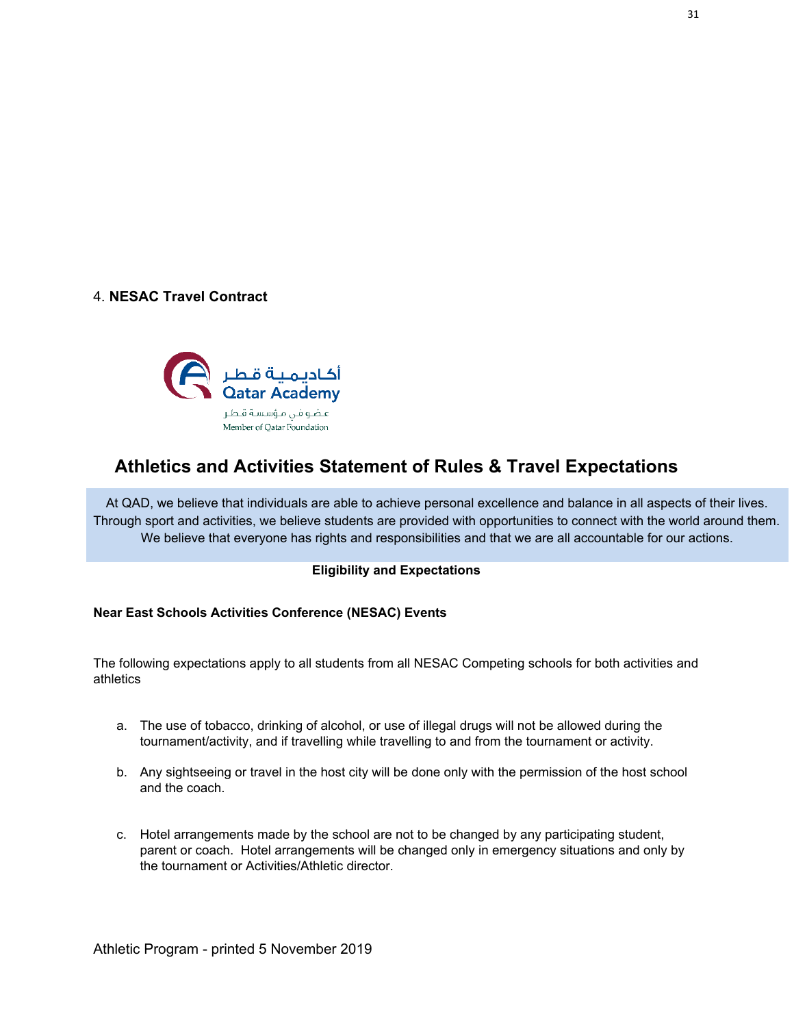4. **NESAC Travel Contract**

## Athletics and Activities Statement of Rules & Travel Expectations

At QAD, we believe that individuals are able to achieve personal excellence and balance in all aspects of their lives. Through sport and activities, we believe students are provided with opportunities to connect with the world around them. We believe that everyone has rights and responsibilities and that we are all accountable for our actions.

**Eligibility and Expectations**

**Near East Schools Activities Conference (NESAC) Events**

The following expectations apply to all students from all NESAC Competing schools for both activities and athletics

a. The use of tobacco, drinking of alcohol, or use of illegal drugs will not be allowed during the tournament/activity, and if travelling while travelling to and from the tournament or activity.

b. Any sightseeing or travel in the host city will be done only with the permission of the host school and the coach.

c. Hotel arrangements made by the school are not to be changed by any participating student, parent or coach. Hotel arrangements will be changed only in emergency situations and only by the tournament or Activities/Athletic director.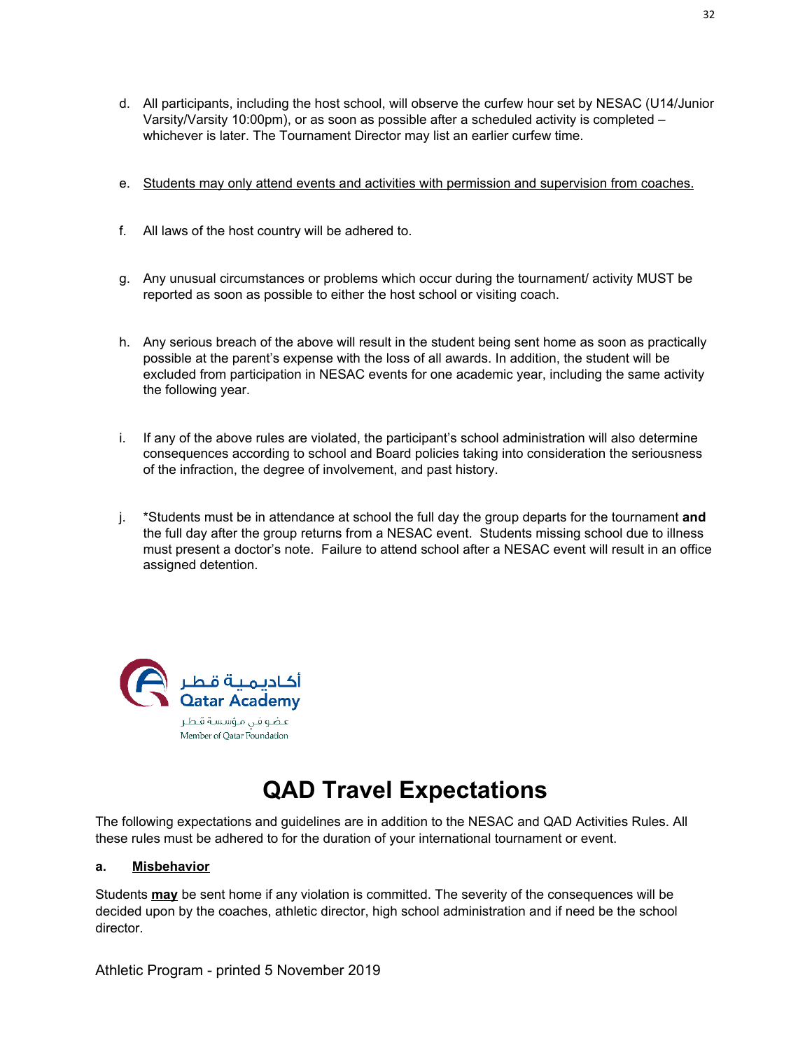d. All participants, including the host school, will observe the curfew hour set by NESAC (U14/Junior Varsity/Varsity 10:00pm), or as soon as possible after a scheduled activity is completed – whichever is later. The Tournament Director may list an earlier curfew time.

e. <u>Students may only attend events and activities with permission and supervision from coaches.</u>

f. All laws of the host country will be adhered to.

g. Any unusual circumstances or problems which occur during the tournament/ activity MUST be reported as soon as possible to either the host school or visiting coach.

h. Any serious breach of the above will result in the student being sent home as soon as practically possible at the parent's expense with the loss of all awards. In addition, the student will be excluded from participation in NESAC events for one academic year, including the same activity the following year.

i. If any of the above rules are violated, the participant's school administration will also determine consequences according to school and Board policies taking into consideration the seriousness of the infraction, the degree of involvement, and past history.

j. *Students must be in attendance at school the full day the group departs for the tournament **and** the full day after the group returns from a NESAC event. Students missing school due to illness must present a doctor's note. Failure to attend school after a NESAC event will result in an office assigned detention.

أكاديمية قطر
Qatar Academy
عضو في مؤسسة قطر
Member of Qatar Foundation

# QAD Travel Expectations

The following expectations and guidelines are in addition to the NESAC and QAD Activities Rules. All these rules must be adhered to for the duration of your international tournament or event.

**a. <u>Misbehavior</u>**

Students **<u>may</u>** be sent home if any violation is committed. The severity of the consequences will be decided upon by the coaches, athletic director, high school administration and if need be the school director.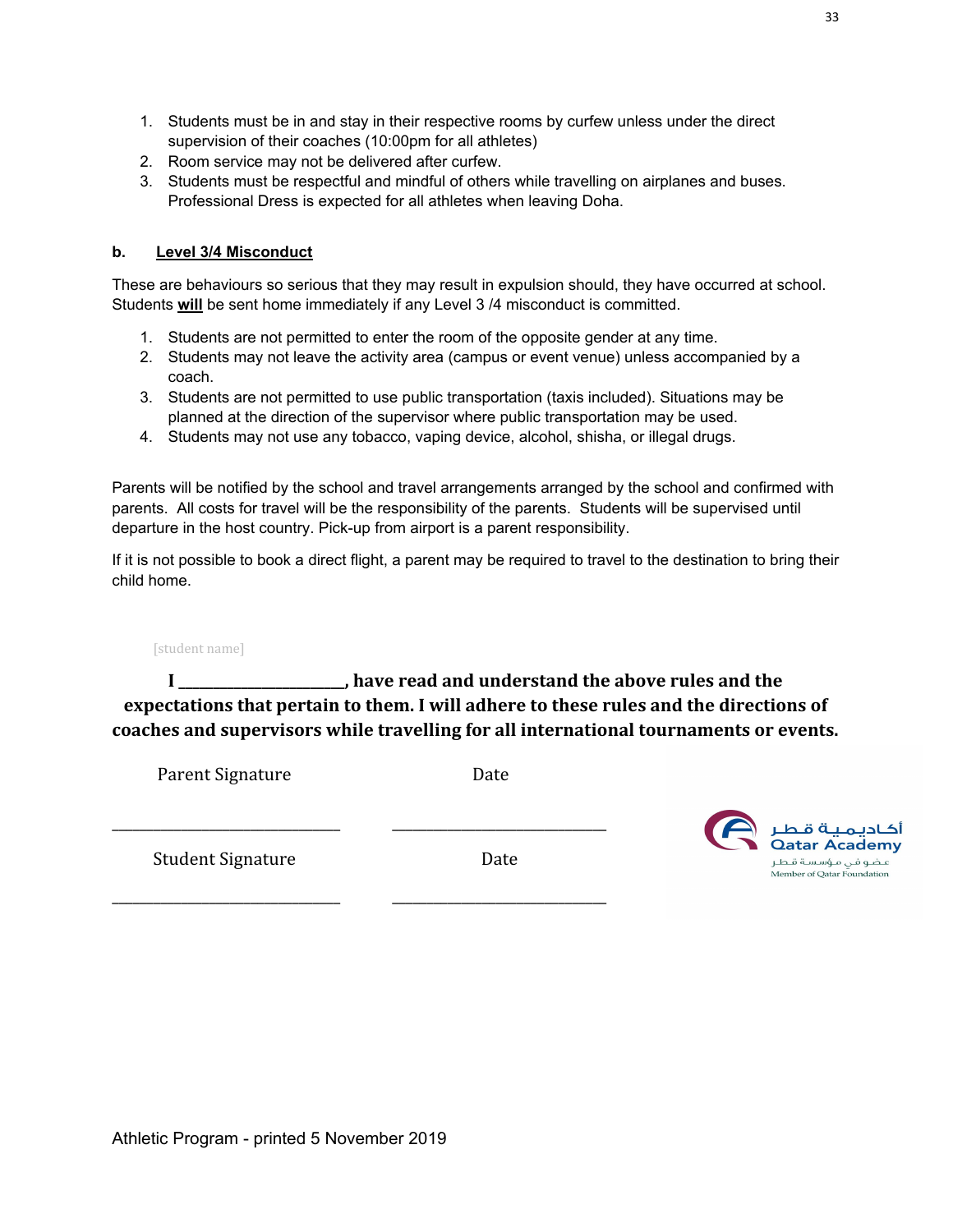1. Students must be in and stay in their respective rooms by curfew unless under the direct supervision of their coaches (10:00pm for all athletes)
2. Room service may not be delivered after curfew.
3. Students must be respectful and mindful of others while travelling on airplanes and buses. Professional Dress is expected for all athletes when leaving Doha.

**b. <u>Level 3/4 Misconduct</u>**

These are behaviours so serious that they may result in expulsion should, they have occurred at school. Students **<u>will</u>** be sent home immediately if any Level 3 /4 misconduct is committed.

1. Students are not permitted to enter the room of the opposite gender at any time.
2. Students may not leave the activity area (campus or event venue) unless accompanied by a coach.
3. Students are not permitted to use public transportation (taxis included). Situations may be planned at the direction of the supervisor where public transportation may be used.
4. Students may not use any tobacco, vaping device, alcohol, shisha, or illegal drugs.

Parents will be notified by the school and travel arrangements arranged by the school and confirmed with parents. All costs for travel will be the responsibility of the parents. Students will be supervised until departure in the host country. Pick-up from airport is a parent responsibility.

If it is not possible to book a direct flight, a parent may be required to travel to the destination to bring their child home.

[student name]

**I ____________________, have read and understand the above rules and the expectations that pertain to them. I will adhere to these rules and the directions of coaches and supervisors while travelling for all international tournaments or events.**

Parent Signature ____________________ Date ____________________

Student Signature ____________________ Date ____________________

أكاديمية قطر
Qatar Academy
عضو في مؤسسة قطر
Member of Qatar Foundation

Athletic Program - printed 5 November 2019